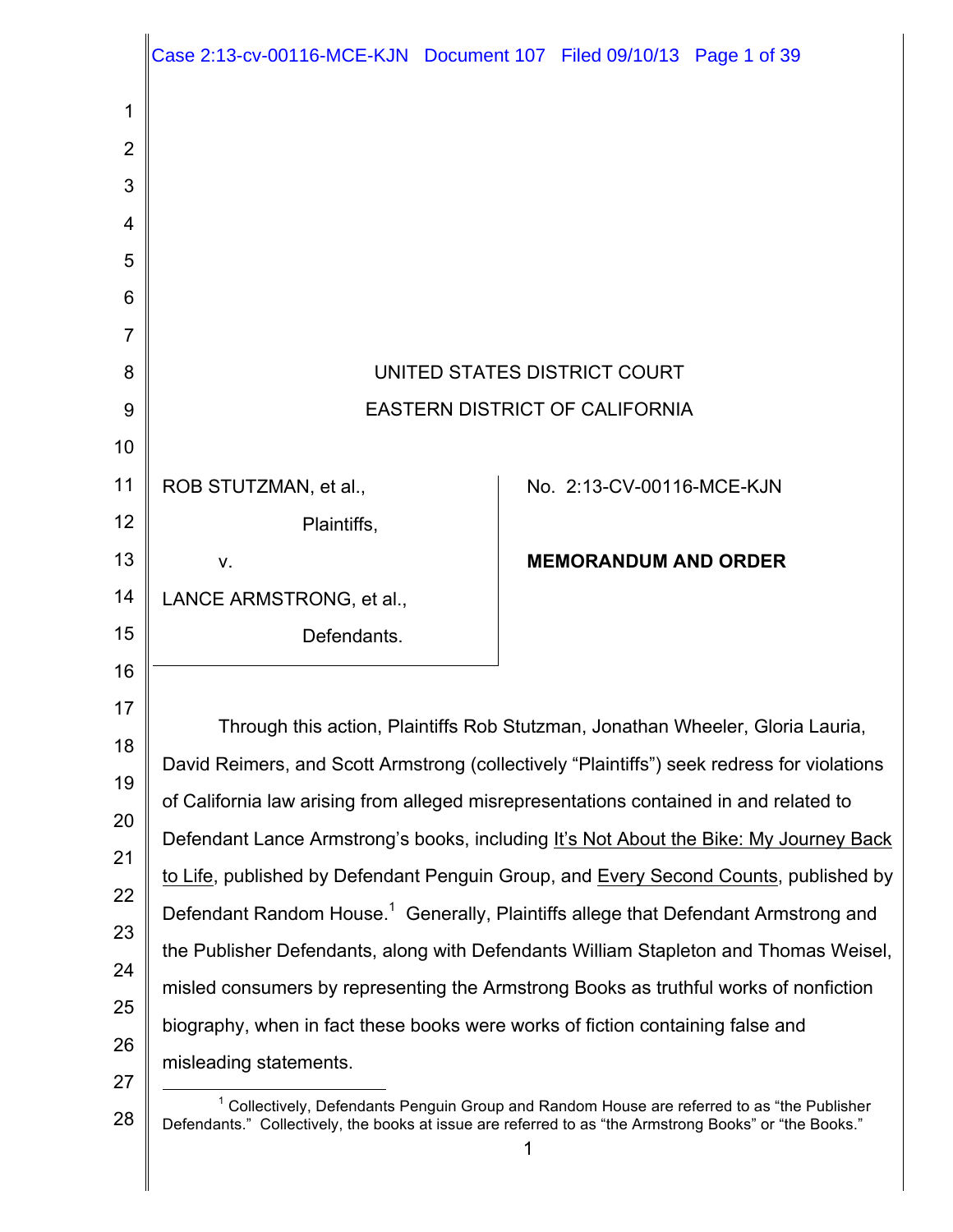UNITED STATES DISTRICT COURT

EASTERN DISTRICT OF CALIFORNIA

| | |
|---|---|
| ROB STUTZMAN, et al.,<br><br>Plaintiffs,<br><br>v.<br><br>LANCE ARMSTRONG, et al.,<br><br>Defendants. | No. 2:13-CV-00116-MCE-KJN<br><br>**MEMORANDUM AND ORDER** |

Through this action, Plaintiffs Rob Stutzman, Jonathan Wheeler, Gloria Lauria, David Reimers, and Scott Armstrong (collectively "Plaintiffs") seek redress for violations of California law arising from alleged misrepresentations contained in and related to Defendant Lance Armstrong's books, including It's Not About the Bike: My Journey Back to Life, published by Defendant Penguin Group, and Every Second Counts, published by Defendant Random House.[1] Generally, Plaintiffs allege that Defendant Armstrong and the Publisher Defendants, along with Defendants William Stapleton and Thomas Weisel, misled consumers by representing the Armstrong Books as truthful works of nonfiction biography, when in fact these books were works of fiction containing false and misleading statements.

[1] Collectively, Defendants Penguin Group and Random House are referred to as "the Publisher Defendants." Collectively, the books at issue are referred to as "the Armstrong Books" or "the Books."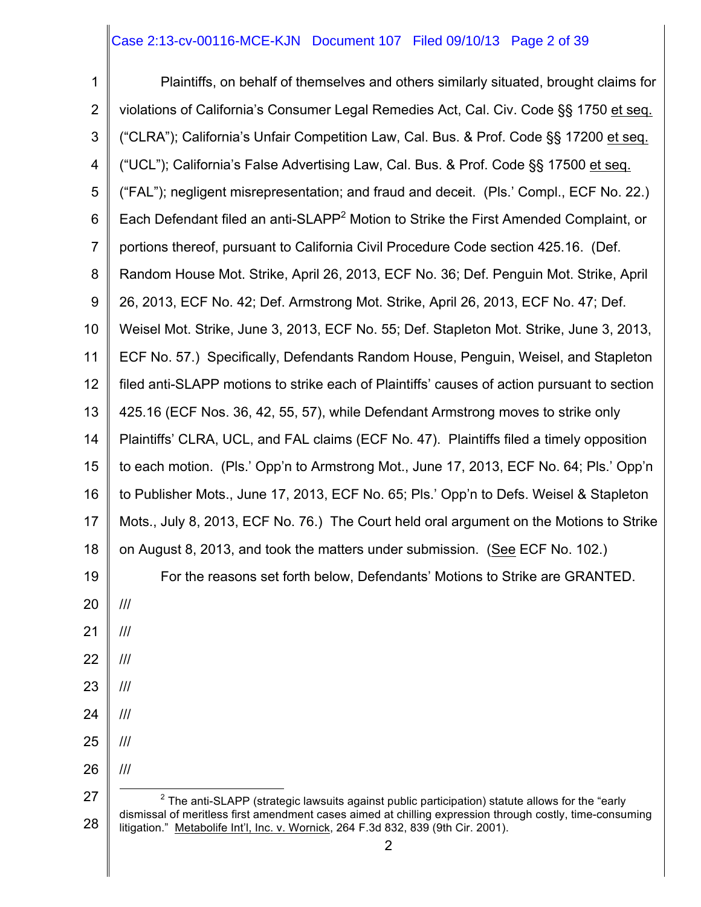Plaintiffs, on behalf of themselves and others similarly situated, brought claims for violations of California's Consumer Legal Remedies Act, Cal. Civ. Code §§ 1750 et seq. ("CLRA"); California's Unfair Competition Law, Cal. Bus. & Prof. Code §§ 17200 et seq. ("UCL"); California's False Advertising Law, Cal. Bus. & Prof. Code §§ 17500 et seq. ("FAL"); negligent misrepresentation; and fraud and deceit. (Pls.' Compl., ECF No. 22.) Each Defendant filed an anti-SLAPP[2] Motion to Strike the First Amended Complaint, or portions thereof, pursuant to California Civil Procedure Code section 425.16. (Def. Random House Mot. Strike, April 26, 2013, ECF No. 36; Def. Penguin Mot. Strike, April 26, 2013, ECF No. 42; Def. Armstrong Mot. Strike, April 26, 2013, ECF No. 47; Def. Weisel Mot. Strike, June 3, 2013, ECF No. 55; Def. Stapleton Mot. Strike, June 3, 2013, ECF No. 57.) Specifically, Defendants Random House, Penguin, Weisel, and Stapleton filed anti-SLAPP motions to strike each of Plaintiffs' causes of action pursuant to section 425.16 (ECF Nos. 36, 42, 55, 57), while Defendant Armstrong moves to strike only Plaintiffs' CLRA, UCL, and FAL claims (ECF No. 47). Plaintiffs filed a timely opposition to each motion. (Pls.' Opp'n to Armstrong Mot., June 17, 2013, ECF No. 64; Pls.' Opp'n to Publisher Mots., June 17, 2013, ECF No. 65; Pls.' Opp'n to Defs. Weisel & Stapleton Mots., July 8, 2013, ECF No. 76.) The Court held oral argument on the Motions to Strike on August 8, 2013, and took the matters under submission. (See ECF No. 102.)

For the reasons set forth below, Defendants' Motions to Strike are GRANTED.

///

///

///

///

///

///

///

[2] The anti-SLAPP (strategic lawsuits against public participation) statute allows for the "early dismissal of meritless first amendment cases aimed at chilling expression through costly, time-consuming litigation." Metabolife Int'l, Inc. v. Wornick, 264 F.3d 832, 839 (9th Cir. 2001).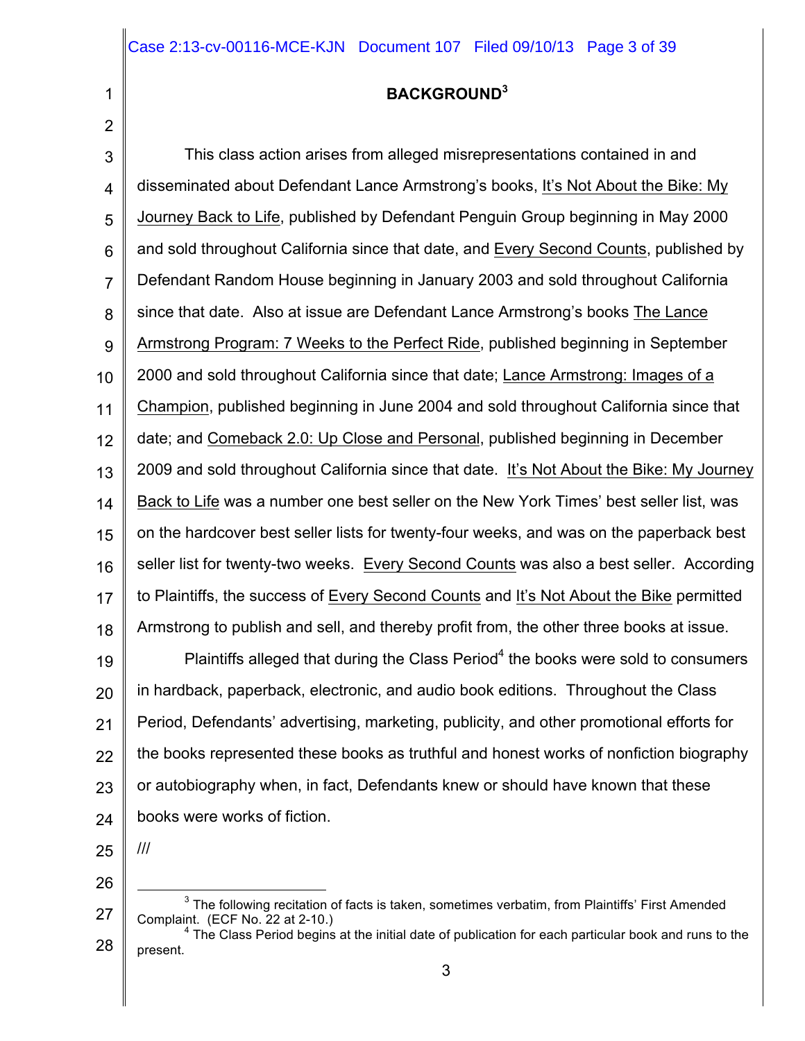## BACKGROUND[3]

This class action arises from alleged misrepresentations contained in and disseminated about Defendant Lance Armstrong's books, It's Not About the Bike: My Journey Back to Life, published by Defendant Penguin Group beginning in May 2000 and sold throughout California since that date, and Every Second Counts, published by Defendant Random House beginning in January 2003 and sold throughout California since that date. Also at issue are Defendant Lance Armstrong's books The Lance Armstrong Program: 7 Weeks to the Perfect Ride, published beginning in September 2000 and sold throughout California since that date; Lance Armstrong: Images of a Champion, published beginning in June 2004 and sold throughout California since that date; and Comeback 2.0: Up Close and Personal, published beginning in December 2009 and sold throughout California since that date. It's Not About the Bike: My Journey Back to Life was a number one best seller on the New York Times' best seller list, was on the hardcover best seller lists for twenty-four weeks, and was on the paperback best seller list for twenty-two weeks. Every Second Counts was also a best seller. According to Plaintiffs, the success of Every Second Counts and It's Not About the Bike permitted Armstrong to publish and sell, and thereby profit from, the other three books at issue.

Plaintiffs alleged that during the Class Period[4] the books were sold to consumers in hardback, paperback, electronic, and audio book editions. Throughout the Class Period, Defendants' advertising, marketing, publicity, and other promotional efforts for the books represented these books as truthful and honest works of nonfiction biography or autobiography when, in fact, Defendants knew or should have known that these books were works of fiction.

///

---

[3] The following recitation of facts is taken, sometimes verbatim, from Plaintiffs' First Amended Complaint. (ECF No. 22 at 2-10.)

[4] The Class Period begins at the initial date of publication for each particular book and runs to the present.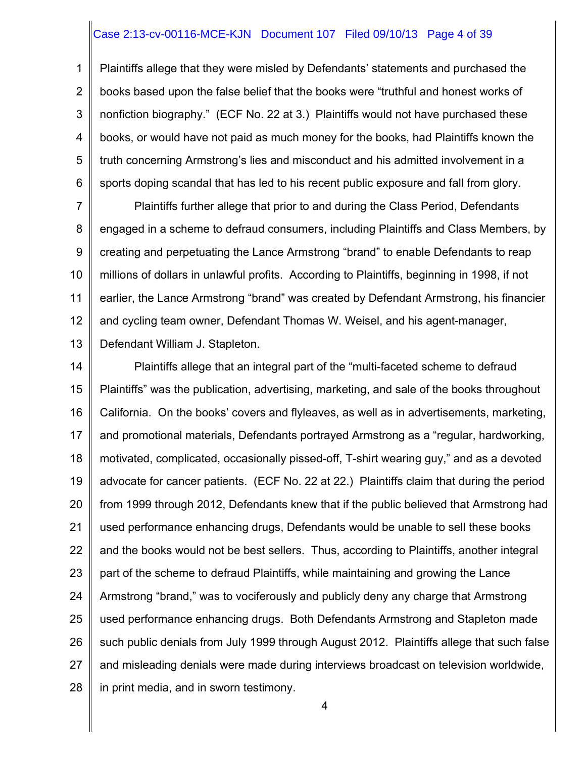Plaintiffs allege that they were misled by Defendants' statements and purchased the books based upon the false belief that the books were "truthful and honest works of nonfiction biography." (ECF No. 22 at 3.) Plaintiffs would not have purchased these books, or would have not paid as much money for the books, had Plaintiffs known the truth concerning Armstrong's lies and misconduct and his admitted involvement in a sports doping scandal that has led to his recent public exposure and fall from glory.

Plaintiffs further allege that prior to and during the Class Period, Defendants engaged in a scheme to defraud consumers, including Plaintiffs and Class Members, by creating and perpetuating the Lance Armstrong "brand" to enable Defendants to reap millions of dollars in unlawful profits. According to Plaintiffs, beginning in 1998, if not earlier, the Lance Armstrong "brand" was created by Defendant Armstrong, his financier and cycling team owner, Defendant Thomas W. Weisel, and his agent-manager, Defendant William J. Stapleton.

Plaintiffs allege that an integral part of the "multi-faceted scheme to defraud Plaintiffs" was the publication, advertising, marketing, and sale of the books throughout California. On the books' covers and flyleaves, as well as in advertisements, marketing, and promotional materials, Defendants portrayed Armstrong as a "regular, hardworking, motivated, complicated, occasionally pissed-off, T-shirt wearing guy," and as a devoted advocate for cancer patients. (ECF No. 22 at 22.) Plaintiffs claim that during the period from 1999 through 2012, Defendants knew that if the public believed that Armstrong had used performance enhancing drugs, Defendants would be unable to sell these books and the books would not be best sellers. Thus, according to Plaintiffs, another integral part of the scheme to defraud Plaintiffs, while maintaining and growing the Lance Armstrong "brand," was to vociferously and publicly deny any charge that Armstrong used performance enhancing drugs. Both Defendants Armstrong and Stapleton made such public denials from July 1999 through August 2012. Plaintiffs allege that such false and misleading denials were made during interviews broadcast on television worldwide, in print media, and in sworn testimony.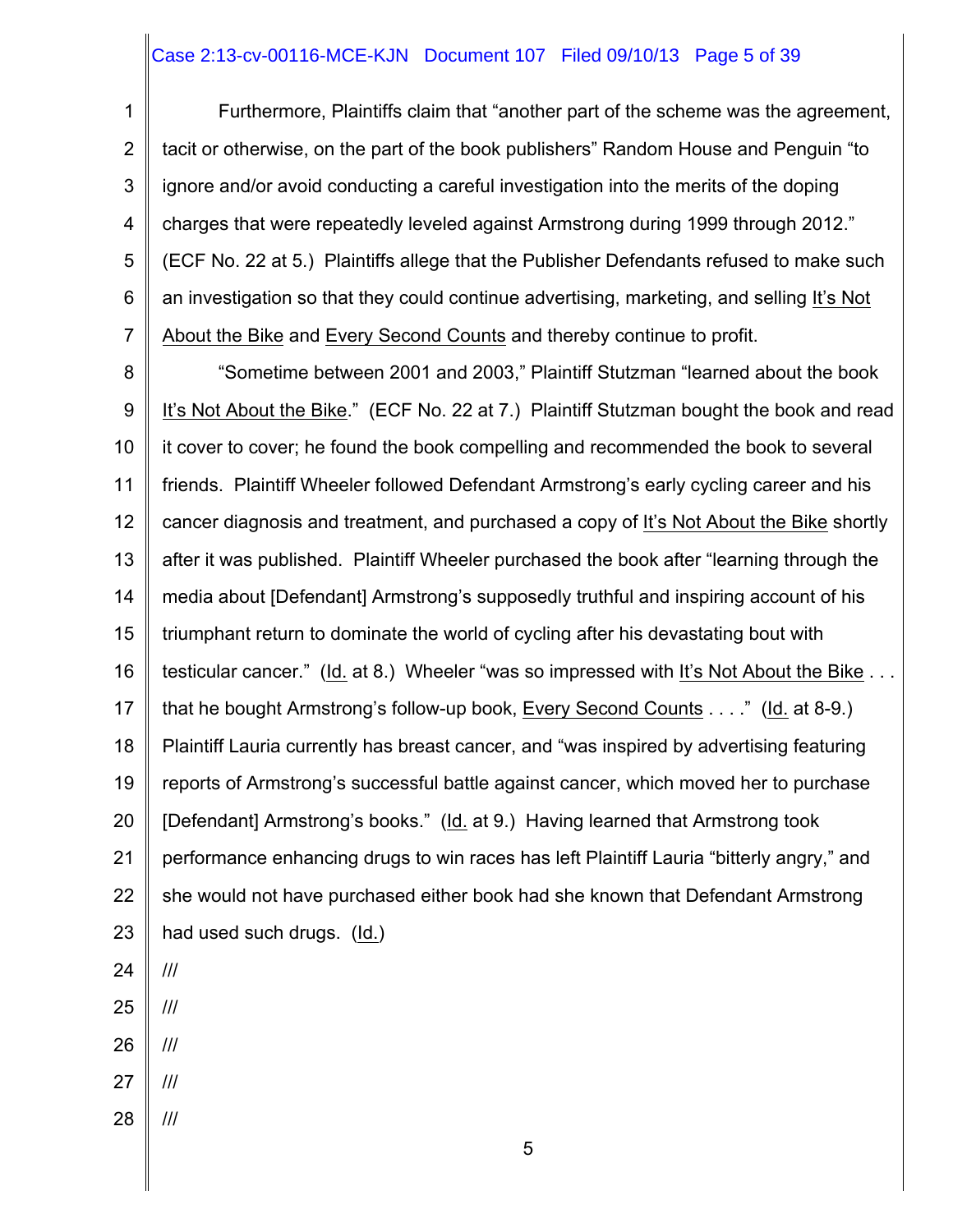Furthermore, Plaintiffs claim that "another part of the scheme was the agreement, tacit or otherwise, on the part of the book publishers" Random House and Penguin "to ignore and/or avoid conducting a careful investigation into the merits of the doping charges that were repeatedly leveled against Armstrong during 1999 through 2012." (ECF No. 22 at 5.) Plaintiffs allege that the Publisher Defendants refused to make such an investigation so that they could continue advertising, marketing, and selling It's Not About the Bike and Every Second Counts and thereby continue to profit.

"Sometime between 2001 and 2003," Plaintiff Stutzman "learned about the book It's Not About the Bike." (ECF No. 22 at 7.) Plaintiff Stutzman bought the book and read it cover to cover; he found the book compelling and recommended the book to several friends. Plaintiff Wheeler followed Defendant Armstrong's early cycling career and his cancer diagnosis and treatment, and purchased a copy of It's Not About the Bike shortly after it was published. Plaintiff Wheeler purchased the book after "learning through the media about [Defendant] Armstrong's supposedly truthful and inspiring account of his triumphant return to dominate the world of cycling after his devastating bout with testicular cancer." (Id. at 8.) Wheeler "was so impressed with It's Not About the Bike . . . that he bought Armstrong's follow-up book, Every Second Counts . . . ." (Id. at 8-9.) Plaintiff Lauria currently has breast cancer, and "was inspired by advertising featuring reports of Armstrong's successful battle against cancer, which moved her to purchase [Defendant] Armstrong's books." (Id. at 9.) Having learned that Armstrong took performance enhancing drugs to win races has left Plaintiff Lauria "bitterly angry," and she would not have purchased either book had she known that Defendant Armstrong had used such drugs. (Id.)

///

///

///

///

///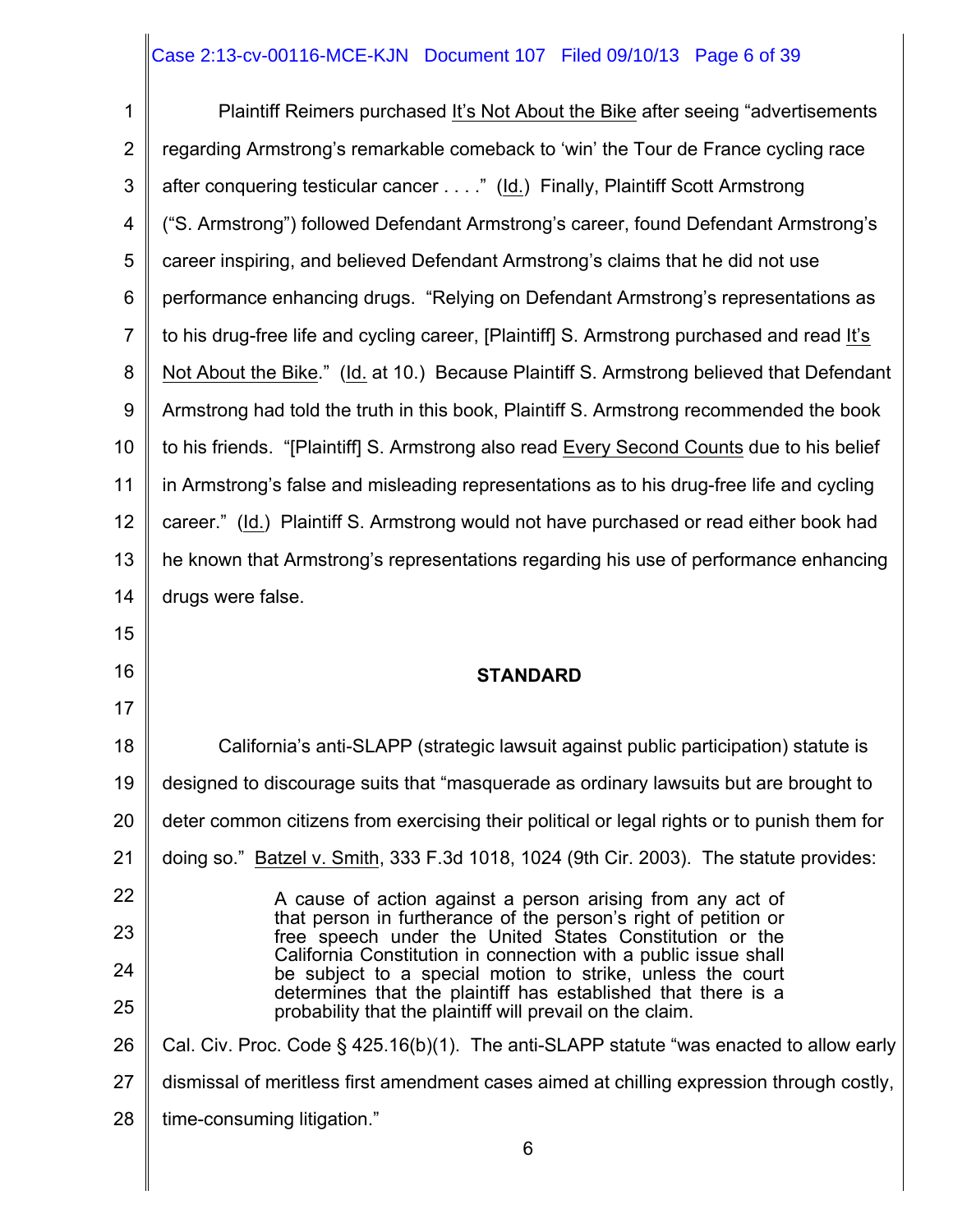Plaintiff Reimers purchased It's Not About the Bike after seeing "advertisements regarding Armstrong's remarkable comeback to 'win' the Tour de France cycling race after conquering testicular cancer . . . ." (Id.) Finally, Plaintiff Scott Armstrong ("S. Armstrong") followed Defendant Armstrong's career, found Defendant Armstrong's career inspiring, and believed Defendant Armstrong's claims that he did not use performance enhancing drugs. "Relying on Defendant Armstrong's representations as to his drug-free life and cycling career, [Plaintiff] S. Armstrong purchased and read It's Not About the Bike." (Id. at 10.) Because Plaintiff S. Armstrong believed that Defendant Armstrong had told the truth in this book, Plaintiff S. Armstrong recommended the book to his friends. "[Plaintiff] S. Armstrong also read Every Second Counts due to his belief in Armstrong's false and misleading representations as to his drug-free life and cycling career." (Id.) Plaintiff S. Armstrong would not have purchased or read either book had he known that Armstrong's representations regarding his use of performance enhancing drugs were false.

## STANDARD

California's anti-SLAPP (strategic lawsuit against public participation) statute is designed to discourage suits that "masquerade as ordinary lawsuits but are brought to deter common citizens from exercising their political or legal rights or to punish them for doing so." Batzel v. Smith, 333 F.3d 1018, 1024 (9th Cir. 2003). The statute provides:

> A cause of action against a person arising from any act of that person in furtherance of the person's right of petition or free speech under the United States Constitution or the California Constitution in connection with a public issue shall be subject to a special motion to strike, unless the court determines that the plaintiff has established that there is a probability that the plaintiff will prevail on the claim.

Cal. Civ. Proc. Code § 425.16(b)(1). The anti-SLAPP statute "was enacted to allow early dismissal of meritless first amendment cases aimed at chilling expression through costly, time-consuming litigation."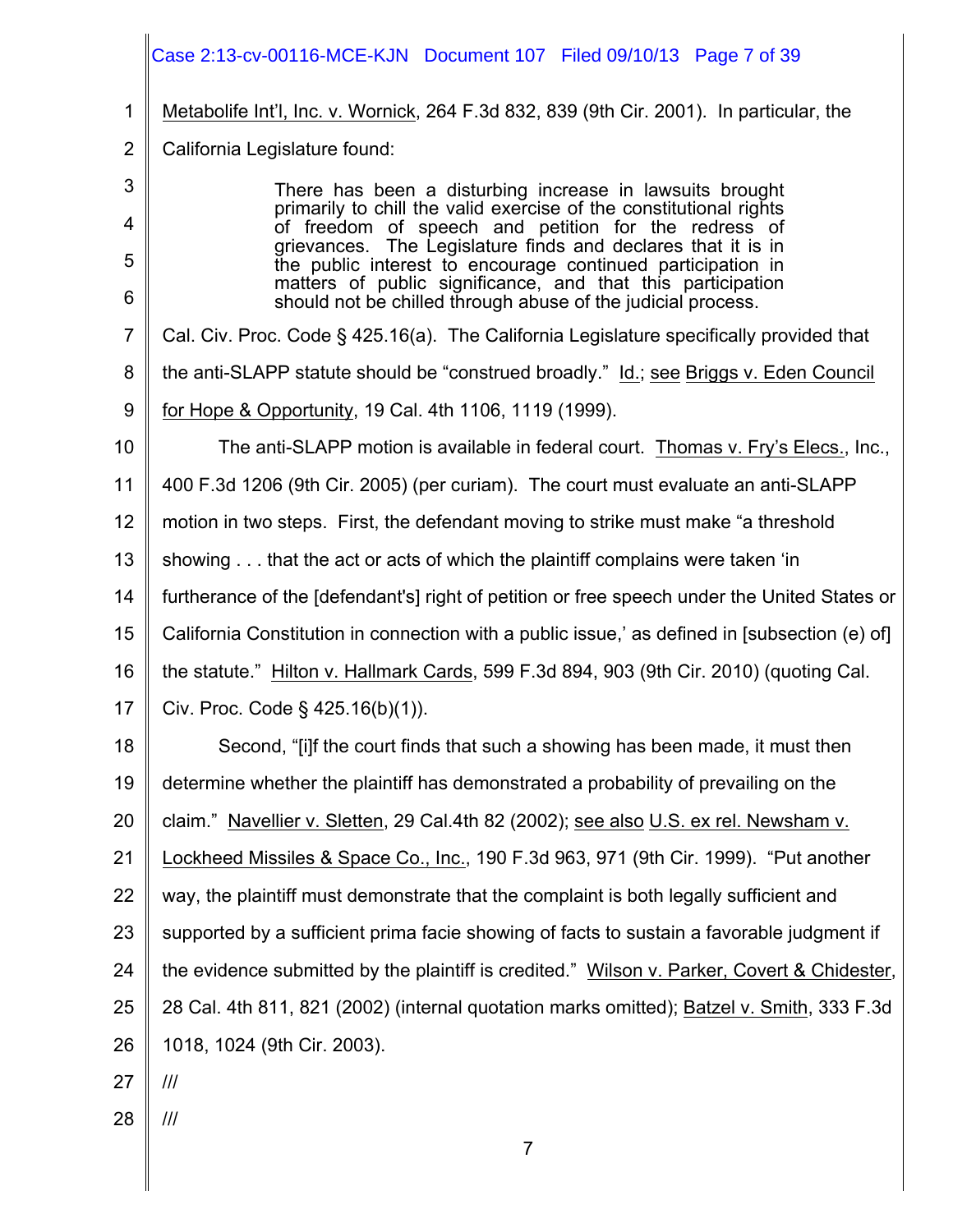Metabolife Int'l, Inc. v. Wornick, 264 F.3d 832, 839 (9th Cir. 2001). In particular, the California Legislature found:

> There has been a disturbing increase in lawsuits brought primarily to chill the valid exercise of the constitutional rights of freedom of speech and petition for the redress of grievances. The Legislature finds and declares that it is in the public interest to encourage continued participation in matters of public significance, and that this participation should not be chilled through abuse of the judicial process.

Cal. Civ. Proc. Code § 425.16(a). The California Legislature specifically provided that the anti-SLAPP statute should be "construed broadly." Id.; see Briggs v. Eden Council for Hope & Opportunity, 19 Cal. 4th 1106, 1119 (1999).

The anti-SLAPP motion is available in federal court. Thomas v. Fry's Elecs., Inc., 400 F.3d 1206 (9th Cir. 2005) (per curiam). The court must evaluate an anti-SLAPP motion in two steps. First, the defendant moving to strike must make "a threshold showing . . . that the act or acts of which the plaintiff complains were taken 'in furtherance of the [defendant's] right of petition or free speech under the United States or California Constitution in connection with a public issue,' as defined in [subsection (e) of] the statute." Hilton v. Hallmark Cards, 599 F.3d 894, 903 (9th Cir. 2010) (quoting Cal. Civ. Proc. Code § 425.16(b)(1)).

Second, "[i]f the court finds that such a showing has been made, it must then determine whether the plaintiff has demonstrated a probability of prevailing on the claim." Navellier v. Sletten, 29 Cal.4th 82 (2002); see also U.S. ex rel. Newsham v. Lockheed Missiles & Space Co., Inc., 190 F.3d 963, 971 (9th Cir. 1999). "Put another way, the plaintiff must demonstrate that the complaint is both legally sufficient and supported by a sufficient prima facie showing of facts to sustain a favorable judgment if the evidence submitted by the plaintiff is credited." Wilson v. Parker, Covert & Chidester, 28 Cal. 4th 811, 821 (2002) (internal quotation marks omitted); Batzel v. Smith, 333 F.3d 1018, 1024 (9th Cir. 2003).

///

///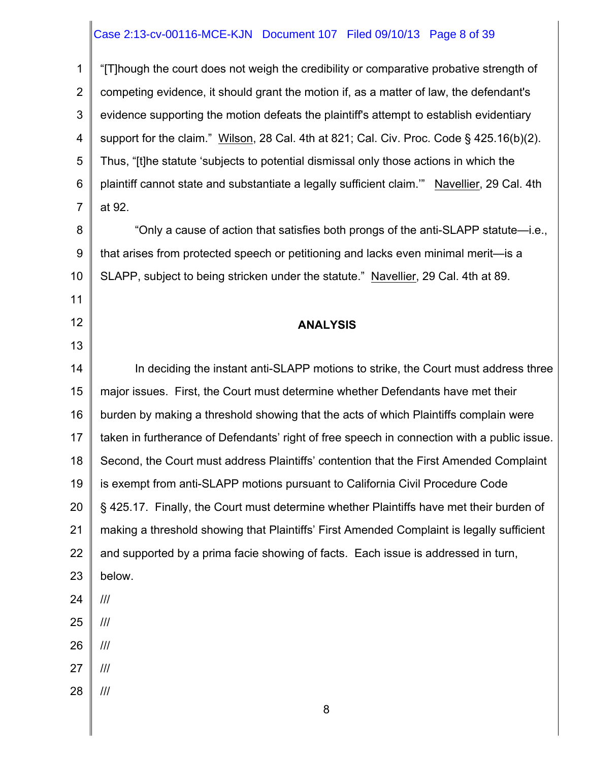"[T]hough the court does not weigh the credibility or comparative probative strength of competing evidence, it should grant the motion if, as a matter of law, the defendant's evidence supporting the motion defeats the plaintiff's attempt to establish evidentiary support for the claim." Wilson, 28 Cal. 4th at 821; Cal. Civ. Proc. Code § 425.16(b)(2). Thus, "[t]he statute 'subjects to potential dismissal only those actions in which the plaintiff cannot state and substantiate a legally sufficient claim.'" Navellier, 29 Cal. 4th at 92.

"Only a cause of action that satisfies both prongs of the anti-SLAPP statute—i.e., that arises from protected speech or petitioning and lacks even minimal merit—is a SLAPP, subject to being stricken under the statute." Navellier, 29 Cal. 4th at 89.

## ANALYSIS

In deciding the instant anti-SLAPP motions to strike, the Court must address three major issues. First, the Court must determine whether Defendants have met their burden by making a threshold showing that the acts of which Plaintiffs complain were taken in furtherance of Defendants' right of free speech in connection with a public issue. Second, the Court must address Plaintiffs' contention that the First Amended Complaint is exempt from anti-SLAPP motions pursuant to California Civil Procedure Code § 425.17. Finally, the Court must determine whether Plaintiffs have met their burden of making a threshold showing that Plaintiffs' First Amended Complaint is legally sufficient and supported by a prima facie showing of facts. Each issue is addressed in turn, below.

///

///

///

///

///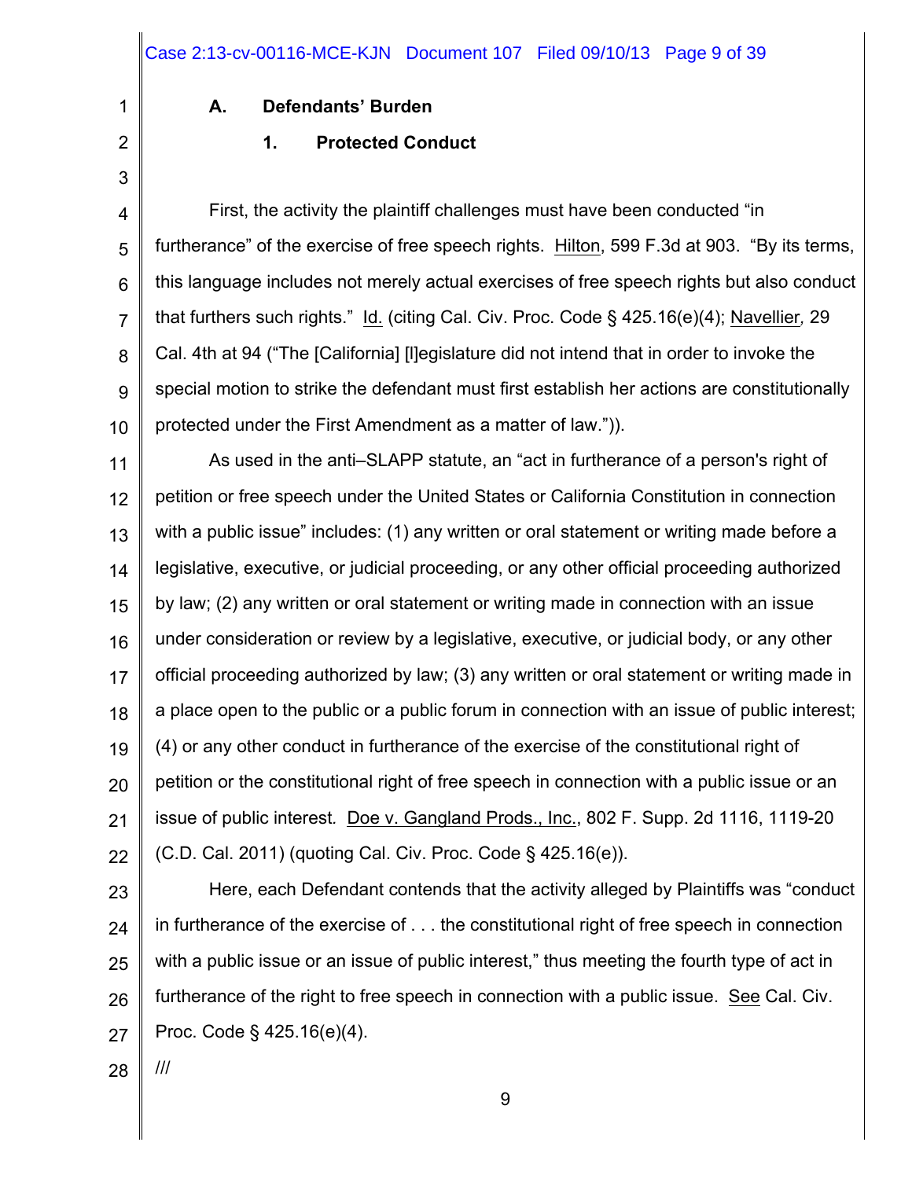### A. Defendants' Burden

#### 1. Protected Conduct

First, the activity the plaintiff challenges must have been conducted "in furtherance" of the exercise of free speech rights. Hilton, 599 F.3d at 903. "By its terms, this language includes not merely actual exercises of free speech rights but also conduct that furthers such rights." Id. (citing Cal. Civ. Proc. Code § 425.16(e)(4); Navellier, 29 Cal. 4th at 94 ("The [California] [l]egislature did not intend that in order to invoke the special motion to strike the defendant must first establish her actions are constitutionally protected under the First Amendment as a matter of law.")).

As used in the anti–SLAPP statute, an "act in furtherance of a person's right of petition or free speech under the United States or California Constitution in connection with a public issue" includes: (1) any written or oral statement or writing made before a legislative, executive, or judicial proceeding, or any other official proceeding authorized by law; (2) any written or oral statement or writing made in connection with an issue under consideration or review by a legislative, executive, or judicial body, or any other official proceeding authorized by law; (3) any written or oral statement or writing made in a place open to the public or a public forum in connection with an issue of public interest; (4) or any other conduct in furtherance of the exercise of the constitutional right of petition or the constitutional right of free speech in connection with a public issue or an issue of public interest. Doe v. Gangland Prods., Inc., 802 F. Supp. 2d 1116, 1119-20 (C.D. Cal. 2011) (quoting Cal. Civ. Proc. Code § 425.16(e)).

Here, each Defendant contends that the activity alleged by Plaintiffs was "conduct in furtherance of the exercise of . . . the constitutional right of free speech in connection with a public issue or an issue of public interest," thus meeting the fourth type of act in furtherance of the right to free speech in connection with a public issue. See Cal. Civ. Proc. Code § 425.16(e)(4).

///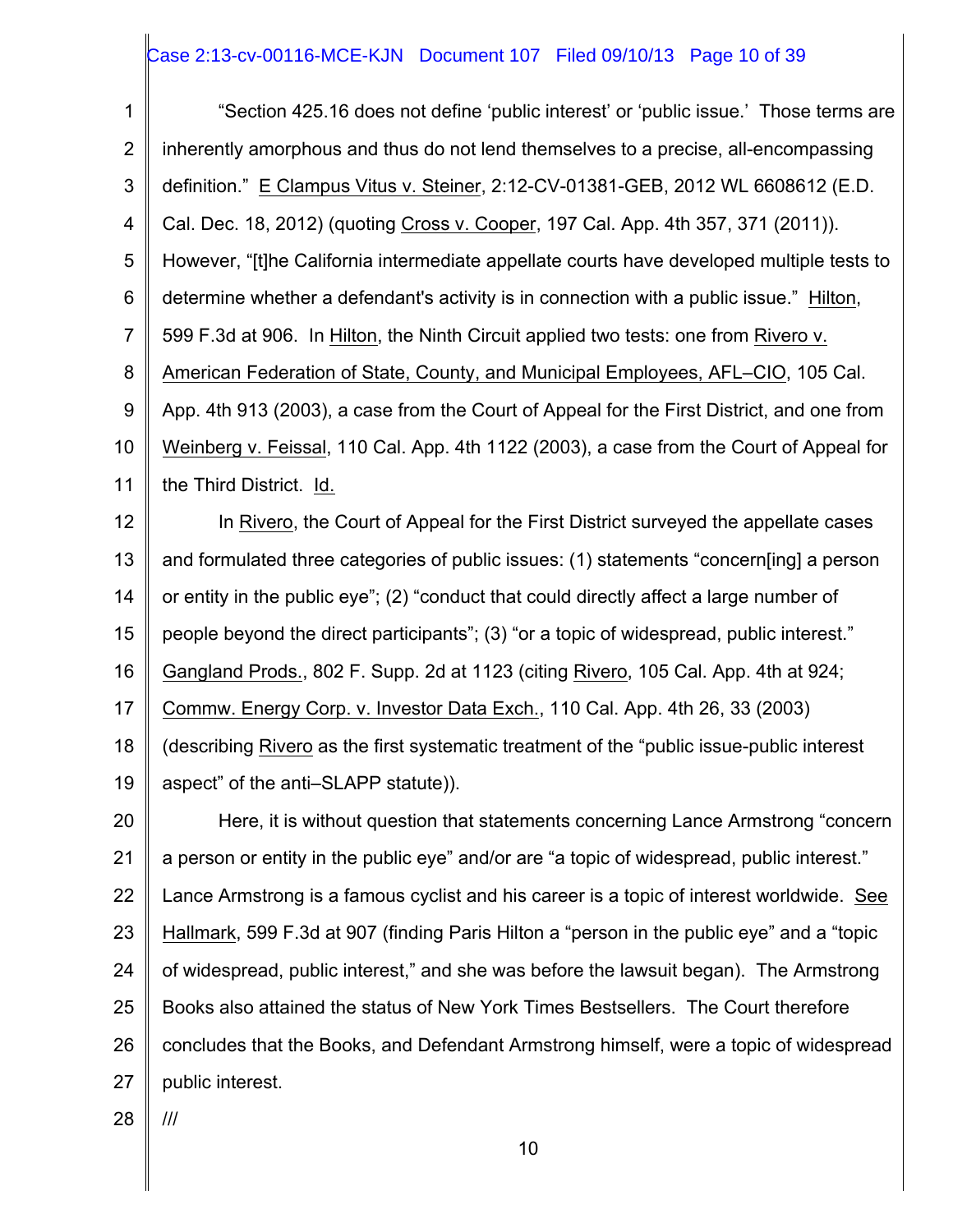"Section 425.16 does not define 'public interest' or 'public issue.' Those terms are inherently amorphous and thus do not lend themselves to a precise, all-encompassing definition." E Clampus Vitus v. Steiner, 2:12-CV-01381-GEB, 2012 WL 6608612 (E.D. Cal. Dec. 18, 2012) (quoting Cross v. Cooper, 197 Cal. App. 4th 357, 371 (2011)). However, "[t]he California intermediate appellate courts have developed multiple tests to determine whether a defendant's activity is in connection with a public issue." Hilton, 599 F.3d at 906. In Hilton, the Ninth Circuit applied two tests: one from Rivero v. American Federation of State, County, and Municipal Employees, AFL–CIO, 105 Cal. App. 4th 913 (2003), a case from the Court of Appeal for the First District, and one from Weinberg v. Feissal, 110 Cal. App. 4th 1122 (2003), a case from the Court of Appeal for the Third District. Id.

In Rivero, the Court of Appeal for the First District surveyed the appellate cases and formulated three categories of public issues: (1) statements "concern[ing] a person or entity in the public eye"; (2) "conduct that could directly affect a large number of people beyond the direct participants"; (3) "or a topic of widespread, public interest." Gangland Prods., 802 F. Supp. 2d at 1123 (citing Rivero, 105 Cal. App. 4th at 924; Commw. Energy Corp. v. Investor Data Exch., 110 Cal. App. 4th 26, 33 (2003) (describing Rivero as the first systematic treatment of the "public issue-public interest aspect" of the anti–SLAPP statute)).

Here, it is without question that statements concerning Lance Armstrong "concern a person or entity in the public eye" and/or are "a topic of widespread, public interest." Lance Armstrong is a famous cyclist and his career is a topic of interest worldwide. See Hallmark, 599 F.3d at 907 (finding Paris Hilton a "person in the public eye" and a "topic of widespread, public interest," and she was before the lawsuit began). The Armstrong Books also attained the status of New York Times Bestsellers. The Court therefore concludes that the Books, and Defendant Armstrong himself, were a topic of widespread public interest.

///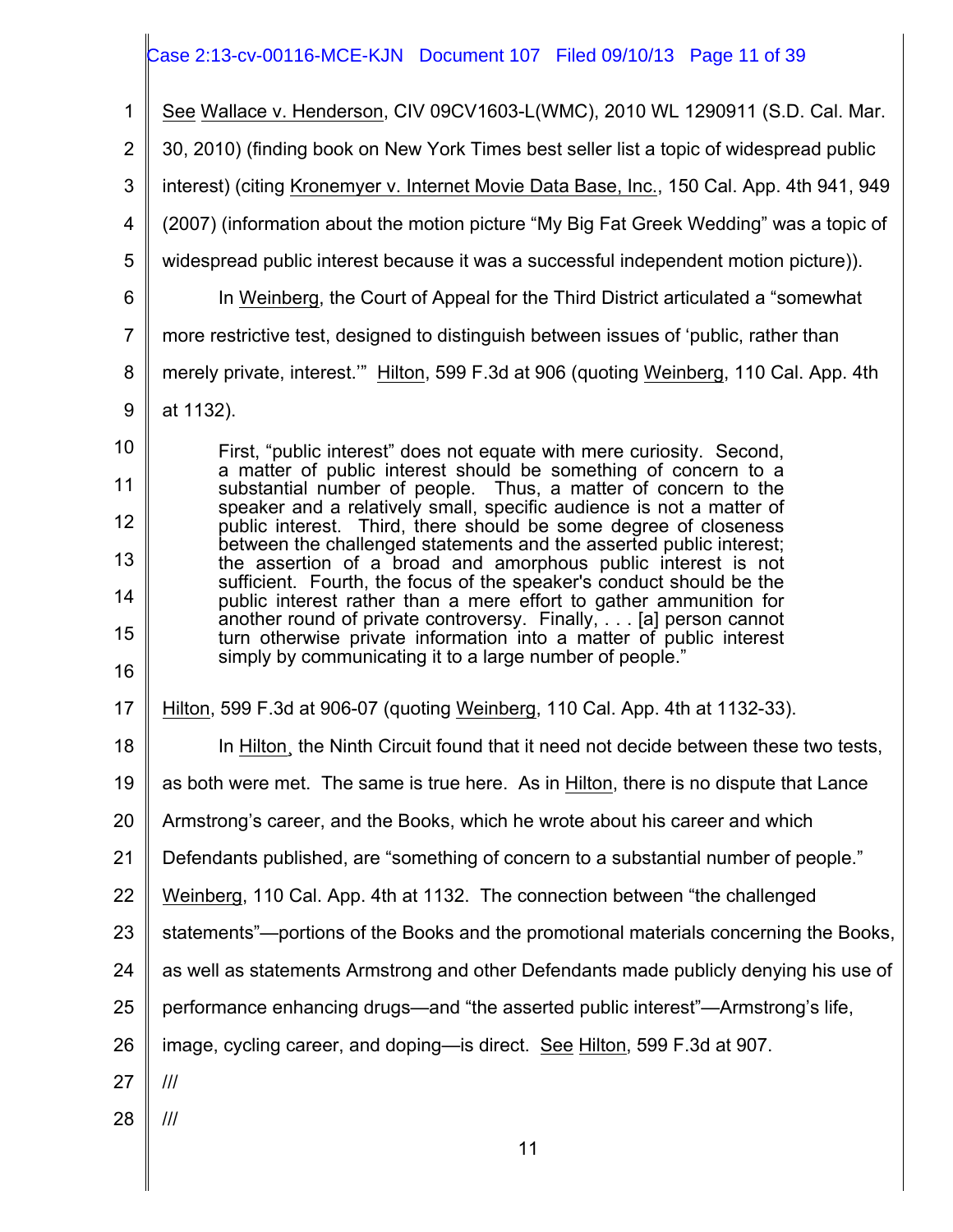See Wallace v. Henderson, CIV 09CV1603-L(WMC), 2010 WL 1290911 (S.D. Cal. Mar. 30, 2010) (finding book on New York Times best seller list a topic of widespread public interest) (citing Kronemyer v. Internet Movie Data Base, Inc., 150 Cal. App. 4th 941, 949 (2007) (information about the motion picture "My Big Fat Greek Wedding" was a topic of widespread public interest because it was a successful independent motion picture)).

In Weinberg, the Court of Appeal for the Third District articulated a "somewhat more restrictive test, designed to distinguish between issues of 'public, rather than merely private, interest.'" Hilton, 599 F.3d at 906 (quoting Weinberg, 110 Cal. App. 4th at 1132).

> First, "public interest" does not equate with mere curiosity. Second, a matter of public interest should be something of concern to a substantial number of people. Thus, a matter of concern to the speaker and a relatively small, specific audience is not a matter of public interest. Third, there should be some degree of closeness between the challenged statements and the asserted public interest; the assertion of a broad and amorphous public interest is not sufficient. Fourth, the focus of the speaker's conduct should be the public interest rather than a mere effort to gather ammunition for another round of private controversy. Finally, . . . [a] person cannot turn otherwise private information into a matter of public interest simply by communicating it to a large number of people."

Hilton, 599 F.3d at 906-07 (quoting Weinberg, 110 Cal. App. 4th at 1132-33).

In Hilton, the Ninth Circuit found that it need not decide between these two tests, as both were met. The same is true here. As in Hilton, there is no dispute that Lance Armstrong's career, and the Books, which he wrote about his career and which Defendants published, are "something of concern to a substantial number of people." Weinberg, 110 Cal. App. 4th at 1132. The connection between "the challenged statements"—portions of the Books and the promotional materials concerning the Books, as well as statements Armstrong and other Defendants made publicly denying his use of performance enhancing drugs—and "the asserted public interest"—Armstrong's life, image, cycling career, and doping—is direct. See Hilton, 599 F.3d at 907.

///

///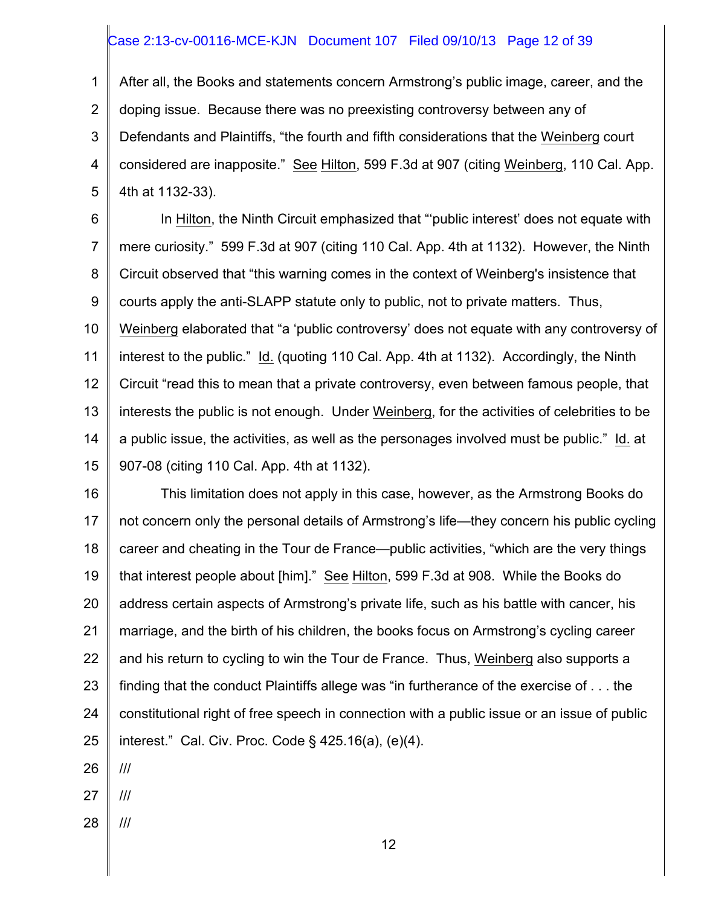After all, the Books and statements concern Armstrong's public image, career, and the doping issue. Because there was no preexisting controversy between any of Defendants and Plaintiffs, "the fourth and fifth considerations that the Weinberg court considered are inapposite." See Hilton, 599 F.3d at 907 (citing Weinberg, 110 Cal. App. 4th at 1132-33).

In Hilton, the Ninth Circuit emphasized that "'public interest' does not equate with mere curiosity." 599 F.3d at 907 (citing 110 Cal. App. 4th at 1132). However, the Ninth Circuit observed that "this warning comes in the context of Weinberg's insistence that courts apply the anti-SLAPP statute only to public, not to private matters. Thus, Weinberg elaborated that "a 'public controversy' does not equate with any controversy of interest to the public." Id. (quoting 110 Cal. App. 4th at 1132). Accordingly, the Ninth Circuit "read this to mean that a private controversy, even between famous people, that interests the public is not enough. Under Weinberg, for the activities of celebrities to be a public issue, the activities, as well as the personages involved must be public." Id. at 907-08 (citing 110 Cal. App. 4th at 1132).

This limitation does not apply in this case, however, as the Armstrong Books do not concern only the personal details of Armstrong's life—they concern his public cycling career and cheating in the Tour de France—public activities, "which are the very things that interest people about [him]." See Hilton, 599 F.3d at 908. While the Books do address certain aspects of Armstrong's private life, such as his battle with cancer, his marriage, and the birth of his children, the books focus on Armstrong's cycling career and his return to cycling to win the Tour de France. Thus, Weinberg also supports a finding that the conduct Plaintiffs allege was "in furtherance of the exercise of . . . the constitutional right of free speech in connection with a public issue or an issue of public interest." Cal. Civ. Proc. Code § 425.16(a), (e)(4).

///

///

///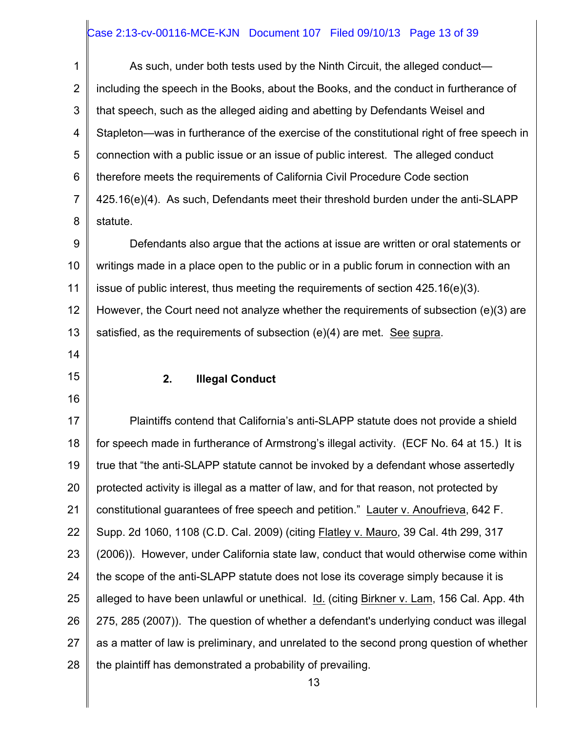As such, under both tests used by the Ninth Circuit, the alleged conduct—including the speech in the Books, about the Books, and the conduct in furtherance of that speech, such as the alleged aiding and abetting by Defendants Weisel and Stapleton—was in furtherance of the exercise of the constitutional right of free speech in connection with a public issue or an issue of public interest. The alleged conduct therefore meets the requirements of California Civil Procedure Code section 425.16(e)(4). As such, Defendants meet their threshold burden under the anti-SLAPP statute.

Defendants also argue that the actions at issue are written or oral statements or writings made in a place open to the public or in a public forum in connection with an issue of public interest, thus meeting the requirements of section 425.16(e)(3). However, the Court need not analyze whether the requirements of subsection (e)(3) are satisfied, as the requirements of subsection (e)(4) are met. See supra.

### 2. Illegal Conduct

Plaintiffs contend that California's anti-SLAPP statute does not provide a shield for speech made in furtherance of Armstrong's illegal activity. (ECF No. 64 at 15.) It is true that "the anti-SLAPP statute cannot be invoked by a defendant whose assertedly protected activity is illegal as a matter of law, and for that reason, not protected by constitutional guarantees of free speech and petition." Lauter v. Anoufrieva, 642 F. Supp. 2d 1060, 1108 (C.D. Cal. 2009) (citing Flatley v. Mauro, 39 Cal. 4th 299, 317 (2006)). However, under California state law, conduct that would otherwise come within the scope of the anti-SLAPP statute does not lose its coverage simply because it is alleged to have been unlawful or unethical. Id. (citing Birkner v. Lam, 156 Cal. App. 4th 275, 285 (2007)). The question of whether a defendant's underlying conduct was illegal as a matter of law is preliminary, and unrelated to the second prong question of whether the plaintiff has demonstrated a probability of prevailing.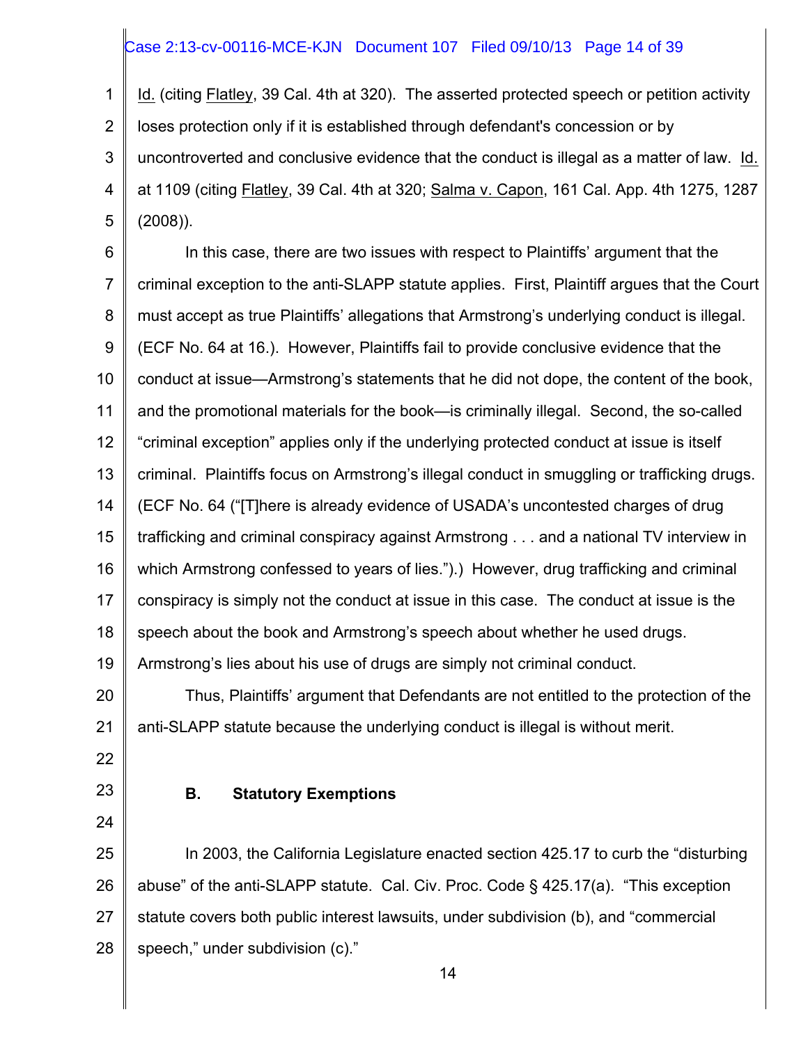Id. (citing Flatley, 39 Cal. 4th at 320). The asserted protected speech or petition activity loses protection only if it is established through defendant's concession or by uncontroverted and conclusive evidence that the conduct is illegal as a matter of law. Id. at 1109 (citing Flatley, 39 Cal. 4th at 320; Salma v. Capon, 161 Cal. App. 4th 1275, 1287 (2008)).

In this case, there are two issues with respect to Plaintiffs' argument that the criminal exception to the anti-SLAPP statute applies. First, Plaintiff argues that the Court must accept as true Plaintiffs' allegations that Armstrong's underlying conduct is illegal. (ECF No. 64 at 16.). However, Plaintiffs fail to provide conclusive evidence that the conduct at issue—Armstrong's statements that he did not dope, the content of the book, and the promotional materials for the book—is criminally illegal. Second, the so-called "criminal exception" applies only if the underlying protected conduct at issue is itself criminal. Plaintiffs focus on Armstrong's illegal conduct in smuggling or trafficking drugs. (ECF No. 64 ("[T]here is already evidence of USADA's uncontested charges of drug trafficking and criminal conspiracy against Armstrong . . . and a national TV interview in which Armstrong confessed to years of lies.").) However, drug trafficking and criminal conspiracy is simply not the conduct at issue in this case. The conduct at issue is the speech about the book and Armstrong's speech about whether he used drugs. Armstrong's lies about his use of drugs are simply not criminal conduct.

Thus, Plaintiffs' argument that Defendants are not entitled to the protection of the anti-SLAPP statute because the underlying conduct is illegal is without merit.

### B. Statutory Exemptions

In 2003, the California Legislature enacted section 425.17 to curb the "disturbing abuse" of the anti-SLAPP statute. Cal. Civ. Proc. Code § 425.17(a). "This exception statute covers both public interest lawsuits, under subdivision (b), and "commercial speech," under subdivision (c)."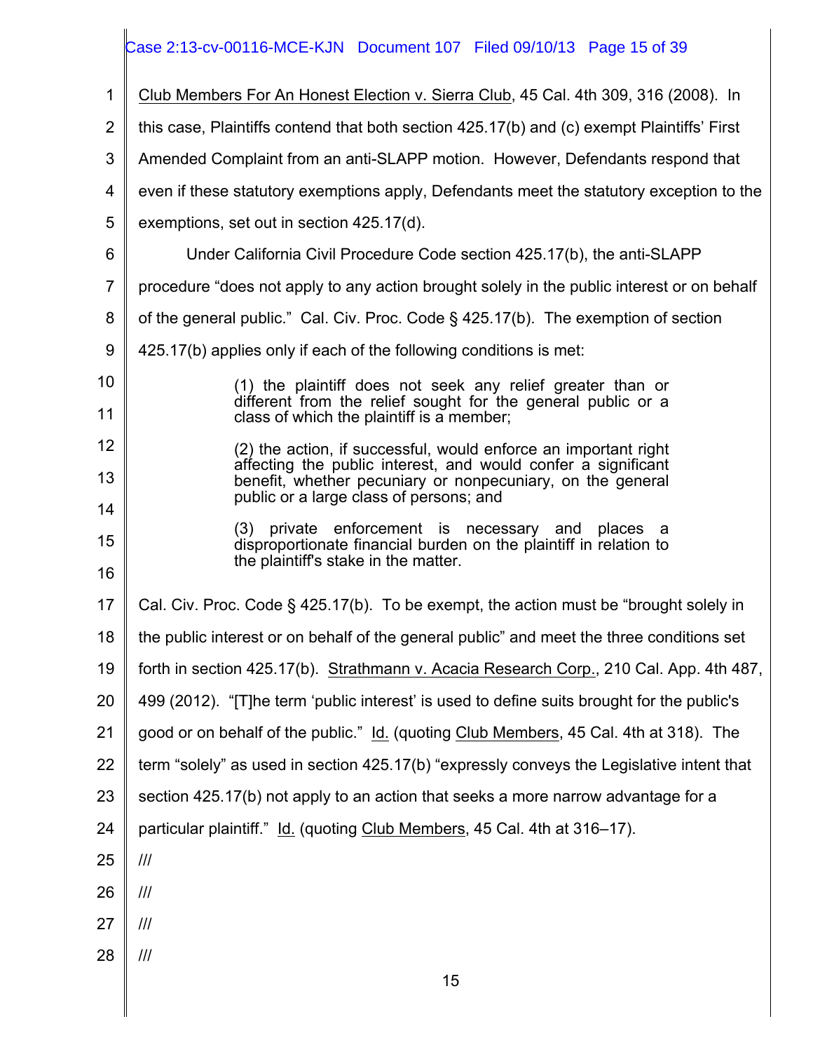Club Members For An Honest Election v. Sierra Club, 45 Cal. 4th 309, 316 (2008). In this case, Plaintiffs contend that both section 425.17(b) and (c) exempt Plaintiffs' First Amended Complaint from an anti-SLAPP motion. However, Defendants respond that even if these statutory exemptions apply, Defendants meet the statutory exception to the exemptions, set out in section 425.17(d).

Under California Civil Procedure Code section 425.17(b), the anti-SLAPP procedure "does not apply to any action brought solely in the public interest or on behalf of the general public." Cal. Civ. Proc. Code § 425.17(b). The exemption of section 425.17(b) applies only if each of the following conditions is met:

> (1) the plaintiff does not seek any relief greater than or different from the relief sought for the general public or a class of which the plaintiff is a member;
>
> (2) the action, if successful, would enforce an important right affecting the public interest, and would confer a significant benefit, whether pecuniary or nonpecuniary, on the general public or a large class of persons; and
>
> (3) private enforcement is necessary and places a disproportionate financial burden on the plaintiff in relation to the plaintiff's stake in the matter.

Cal. Civ. Proc. Code § 425.17(b). To be exempt, the action must be "brought solely in the public interest or on behalf of the general public" and meet the three conditions set forth in section 425.17(b). Strathmann v. Acacia Research Corp., 210 Cal. App. 4th 487, 499 (2012). "[T]he term 'public interest' is used to define suits brought for the public's good or on behalf of the public." Id. (quoting Club Members, 45 Cal. 4th at 318). The term "solely" as used in section 425.17(b) "expressly conveys the Legislative intent that section 425.17(b) not apply to an action that seeks a more narrow advantage for a particular plaintiff." Id. (quoting Club Members, 45 Cal. 4th at 316–17).

///

///

///

///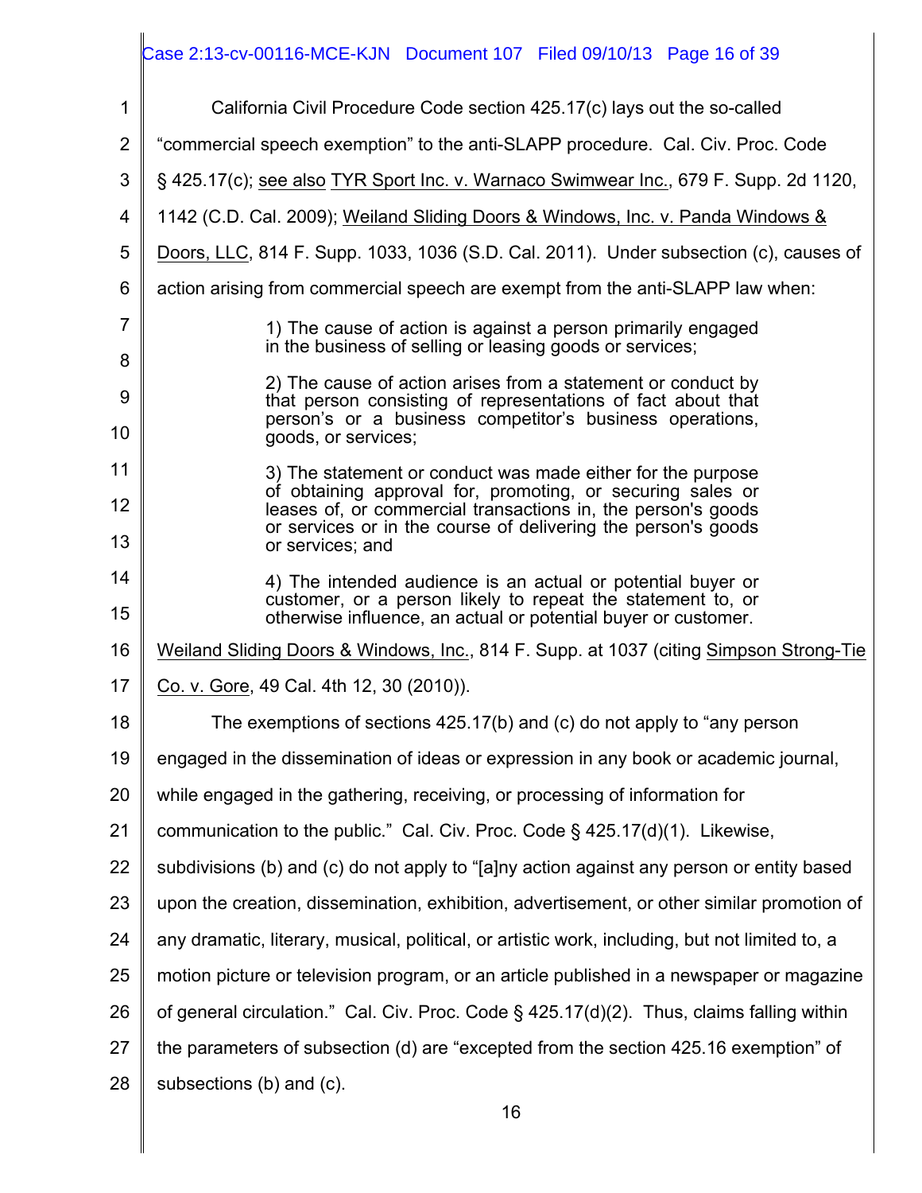California Civil Procedure Code section 425.17(c) lays out the so-called "commercial speech exemption" to the anti-SLAPP procedure. Cal. Civ. Proc. Code § 425.17(c); see also TYR Sport Inc. v. Warnaco Swimwear Inc., 679 F. Supp. 2d 1120, 1142 (C.D. Cal. 2009); Weiland Sliding Doors & Windows, Inc. v. Panda Windows & Doors, LLC, 814 F. Supp. 1033, 1036 (S.D. Cal. 2011). Under subsection (c), causes of action arising from commercial speech are exempt from the anti-SLAPP law when:

> 1) The cause of action is against a person primarily engaged in the business of selling or leasing goods or services;
>
> 2) The cause of action arises from a statement or conduct by that person consisting of representations of fact about that person's or a business competitor's business operations, goods, or services;
>
> 3) The statement or conduct was made either for the purpose of obtaining approval for, promoting, or securing sales or leases of, or commercial transactions in, the person's goods or services or in the course of delivering the person's goods or services; and
>
> 4) The intended audience is an actual or potential buyer or customer, or a person likely to repeat the statement to, or otherwise influence, an actual or potential buyer or customer.

Weiland Sliding Doors & Windows, Inc., 814 F. Supp. at 1037 (citing Simpson Strong-Tie Co. v. Gore, 49 Cal. 4th 12, 30 (2010)).

The exemptions of sections 425.17(b) and (c) do not apply to "any person engaged in the dissemination of ideas or expression in any book or academic journal, while engaged in the gathering, receiving, or processing of information for communication to the public." Cal. Civ. Proc. Code § 425.17(d)(1). Likewise, subdivisions (b) and (c) do not apply to "[a]ny action against any person or entity based upon the creation, dissemination, exhibition, advertisement, or other similar promotion of any dramatic, literary, musical, political, or artistic work, including, but not limited to, a motion picture or television program, or an article published in a newspaper or magazine of general circulation." Cal. Civ. Proc. Code § 425.17(d)(2). Thus, claims falling within the parameters of subsection (d) are "excepted from the section 425.16 exemption" of subsections (b) and (c).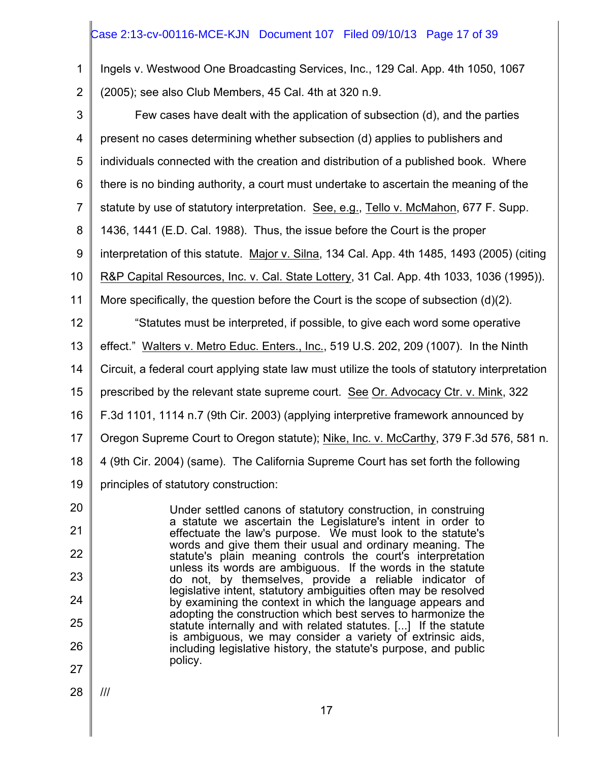Ingels v. Westwood One Broadcasting Services, Inc., 129 Cal. App. 4th 1050, 1067 (2005); see also Club Members, 45 Cal. 4th at 320 n.9.

Few cases have dealt with the application of subsection (d), and the parties present no cases determining whether subsection (d) applies to publishers and individuals connected with the creation and distribution of a published book. Where there is no binding authority, a court must undertake to ascertain the meaning of the statute by use of statutory interpretation. See, e.g., Tello v. McMahon, 677 F. Supp. 1436, 1441 (E.D. Cal. 1988). Thus, the issue before the Court is the proper interpretation of this statute. Major v. Silna, 134 Cal. App. 4th 1485, 1493 (2005) (citing R&P Capital Resources, Inc. v. Cal. State Lottery, 31 Cal. App. 4th 1033, 1036 (1995)). More specifically, the question before the Court is the scope of subsection (d)(2).

"Statutes must be interpreted, if possible, to give each word some operative effect." Walters v. Metro Educ. Enters., Inc., 519 U.S. 202, 209 (1007). In the Ninth Circuit, a federal court applying state law must utilize the tools of statutory interpretation prescribed by the relevant state supreme court. See Or. Advocacy Ctr. v. Mink, 322 F.3d 1101, 1114 n.7 (9th Cir. 2003) (applying interpretive framework announced by Oregon Supreme Court to Oregon statute); Nike, Inc. v. McCarthy, 379 F.3d 576, 581 n. 4 (9th Cir. 2004) (same). The California Supreme Court has set forth the following principles of statutory construction:

> Under settled canons of statutory construction, in construing a statute we ascertain the Legislature's intent in order to effectuate the law's purpose. We must look to the statute's words and give them their usual and ordinary meaning. The statute's plain meaning controls the court's interpretation unless its words are ambiguous. If the words in the statute do not, by themselves, provide a reliable indicator of legislative intent, statutory ambiguities often may be resolved by examining the context in which the language appears and adopting the construction which best serves to harmonize the statute internally and with related statutes. [...] If the statute is ambiguous, we may consider a variety of extrinsic aids, including legislative history, the statute's purpose, and public policy.

///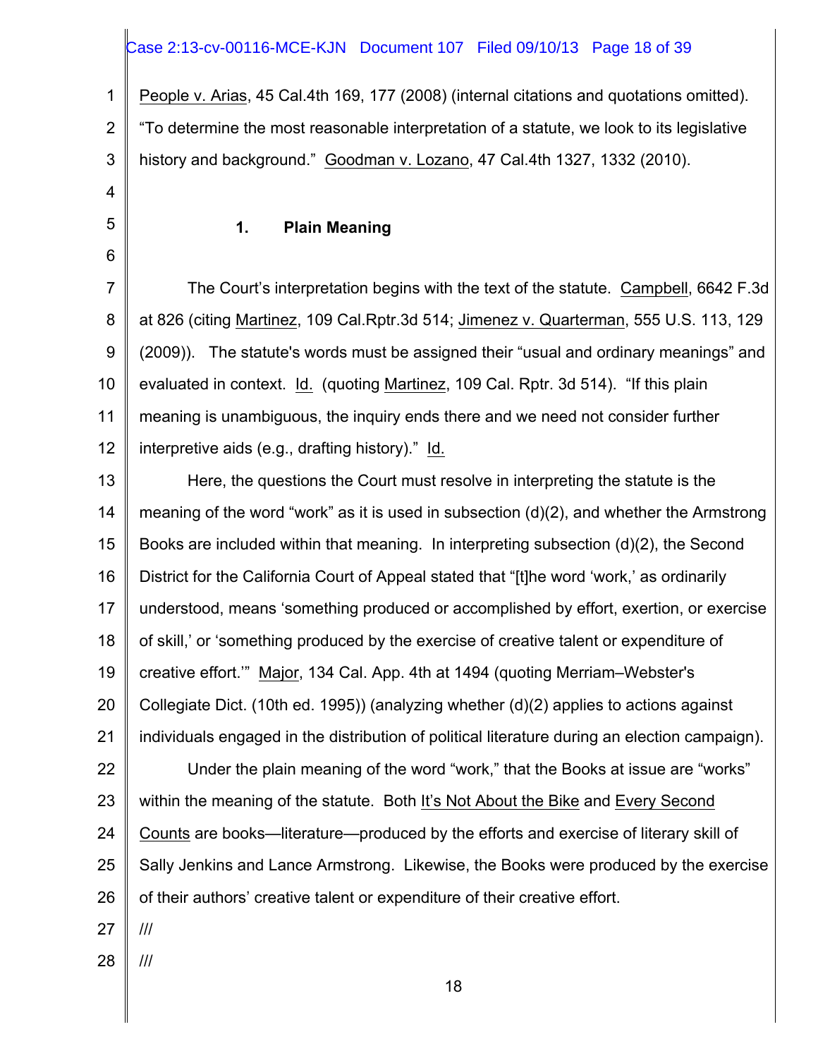People v. Arias, 45 Cal.4th 169, 177 (2008) (internal citations and quotations omitted). "To determine the most reasonable interpretation of a statute, we look to its legislative history and background." Goodman v. Lozano, 47 Cal.4th 1327, 1332 (2010).

### 1. Plain Meaning

The Court's interpretation begins with the text of the statute. Campbell, 6642 F.3d at 826 (citing Martinez, 109 Cal.Rptr.3d 514; Jimenez v. Quarterman, 555 U.S. 113, 129 (2009)). The statute's words must be assigned their "usual and ordinary meanings" and evaluated in context. Id. (quoting Martinez, 109 Cal. Rptr. 3d 514). "If this plain meaning is unambiguous, the inquiry ends there and we need not consider further interpretive aids (e.g., drafting history)." Id.

Here, the questions the Court must resolve in interpreting the statute is the meaning of the word "work" as it is used in subsection (d)(2), and whether the Armstrong Books are included within that meaning. In interpreting subsection (d)(2), the Second District for the California Court of Appeal stated that "[t]he word 'work,' as ordinarily understood, means 'something produced or accomplished by effort, exertion, or exercise of skill,' or 'something produced by the exercise of creative talent or expenditure of creative effort.'" Major, 134 Cal. App. 4th at 1494 (quoting Merriam–Webster's Collegiate Dict. (10th ed. 1995)) (analyzing whether (d)(2) applies to actions against individuals engaged in the distribution of political literature during an election campaign).

Under the plain meaning of the word "work," that the Books at issue are "works" within the meaning of the statute. Both It's Not About the Bike and Every Second Counts are books—literature—produced by the efforts and exercise of literary skill of Sally Jenkins and Lance Armstrong. Likewise, the Books were produced by the exercise of their authors' creative talent or expenditure of their creative effort.

///

///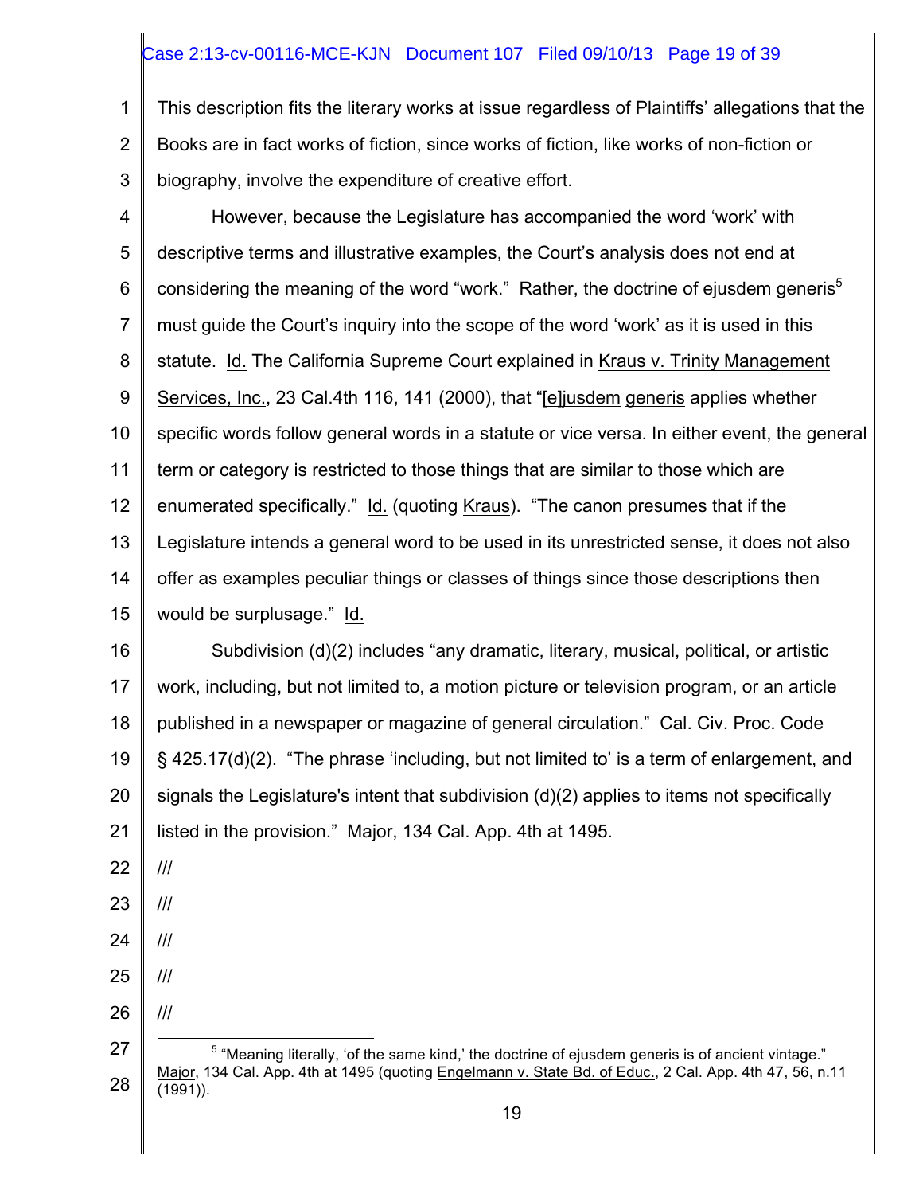This description fits the literary works at issue regardless of Plaintiffs' allegations that the Books are in fact works of fiction, since works of fiction, like works of non-fiction or biography, involve the expenditure of creative effort.

However, because the Legislature has accompanied the word 'work' with descriptive terms and illustrative examples, the Court's analysis does not end at considering the meaning of the word "work." Rather, the doctrine of ejusdem generis[5] must guide the Court's inquiry into the scope of the word 'work' as it is used in this statute. Id. The California Supreme Court explained in Kraus v. Trinity Management Services, Inc., 23 Cal.4th 116, 141 (2000), that "[e]jusdem generis applies whether specific words follow general words in a statute or vice versa. In either event, the general term or category is restricted to those things that are similar to those which are enumerated specifically." Id. (quoting Kraus). "The canon presumes that if the Legislature intends a general word to be used in its unrestricted sense, it does not also offer as examples peculiar things or classes of things since those descriptions then would be surplusage." Id.

Subdivision (d)(2) includes "any dramatic, literary, musical, political, or artistic work, including, but not limited to, a motion picture or television program, or an article published in a newspaper or magazine of general circulation." Cal. Civ. Proc. Code § 425.17(d)(2). "The phrase 'including, but not limited to' is a term of enlargement, and signals the Legislature's intent that subdivision (d)(2) applies to items not specifically listed in the provision." Major, 134 Cal. App. 4th at 1495.

///

///

///

///

///

---

[5] "Meaning literally, 'of the same kind,' the doctrine of ejusdem generis is of ancient vintage." Major, 134 Cal. App. 4th at 1495 (quoting Engelmann v. State Bd. of Educ., 2 Cal. App. 4th 47, 56, n.11 (1991)).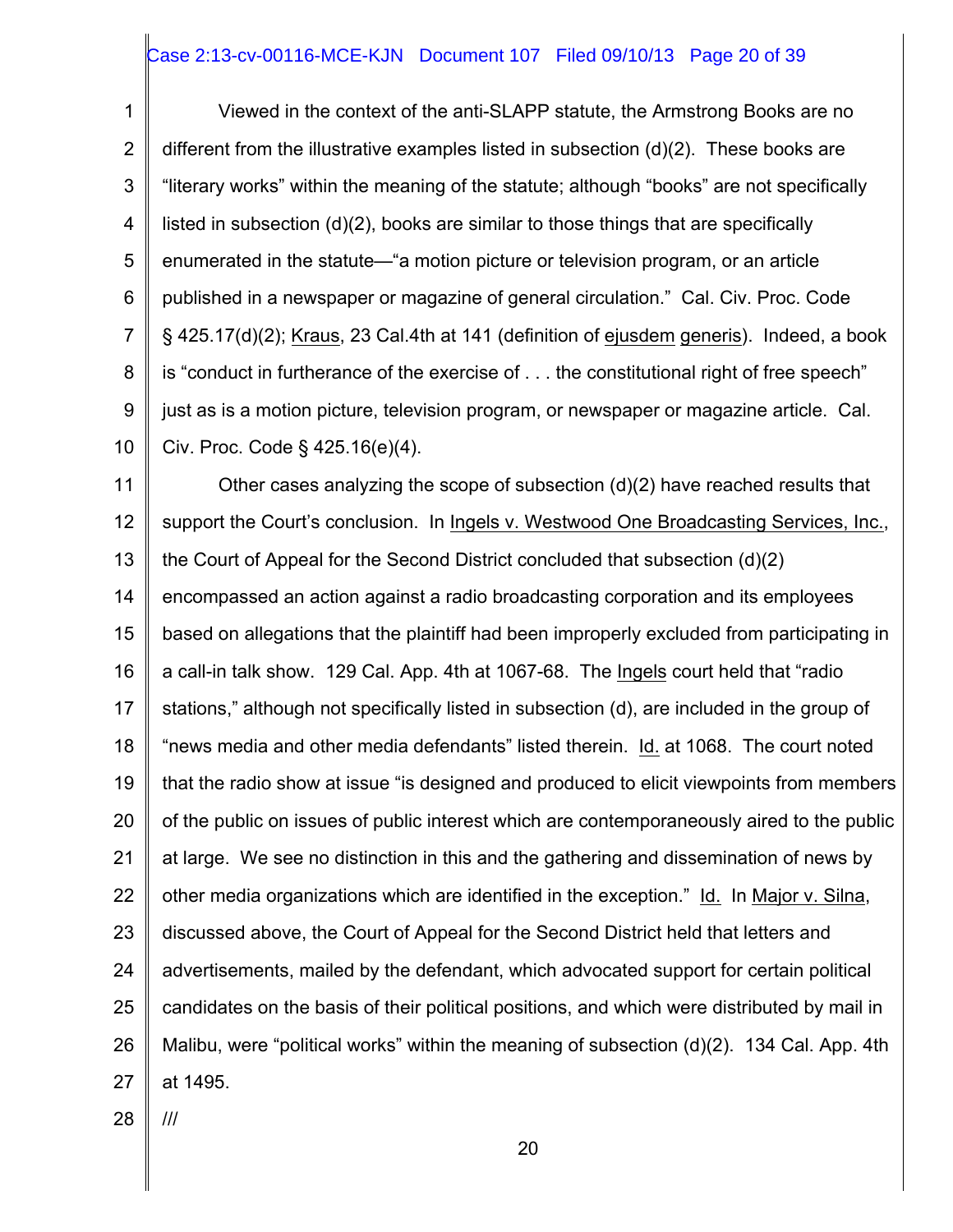Viewed in the context of the anti-SLAPP statute, the Armstrong Books are no different from the illustrative examples listed in subsection (d)(2). These books are "literary works" within the meaning of the statute; although "books" are not specifically listed in subsection (d)(2), books are similar to those things that are specifically enumerated in the statute—"a motion picture or television program, or an article published in a newspaper or magazine of general circulation." Cal. Civ. Proc. Code § 425.17(d)(2); Kraus, 23 Cal.4th at 141 (definition of ejusdem generis). Indeed, a book is "conduct in furtherance of the exercise of . . . the constitutional right of free speech" just as is a motion picture, television program, or newspaper or magazine article. Cal. Civ. Proc. Code § 425.16(e)(4).

Other cases analyzing the scope of subsection (d)(2) have reached results that support the Court's conclusion. In Ingels v. Westwood One Broadcasting Services, Inc., the Court of Appeal for the Second District concluded that subsection (d)(2) encompassed an action against a radio broadcasting corporation and its employees based on allegations that the plaintiff had been improperly excluded from participating in a call-in talk show. 129 Cal. App. 4th at 1067-68. The Ingels court held that "radio stations," although not specifically listed in subsection (d), are included in the group of "news media and other media defendants" listed therein. Id. at 1068. The court noted that the radio show at issue "is designed and produced to elicit viewpoints from members of the public on issues of public interest which are contemporaneously aired to the public at large. We see no distinction in this and the gathering and dissemination of news by other media organizations which are identified in the exception." Id. In Major v. Silna, discussed above, the Court of Appeal for the Second District held that letters and advertisements, mailed by the defendant, which advocated support for certain political candidates on the basis of their political positions, and which were distributed by mail in Malibu, were "political works" within the meaning of subsection (d)(2). 134 Cal. App. 4th at 1495.

///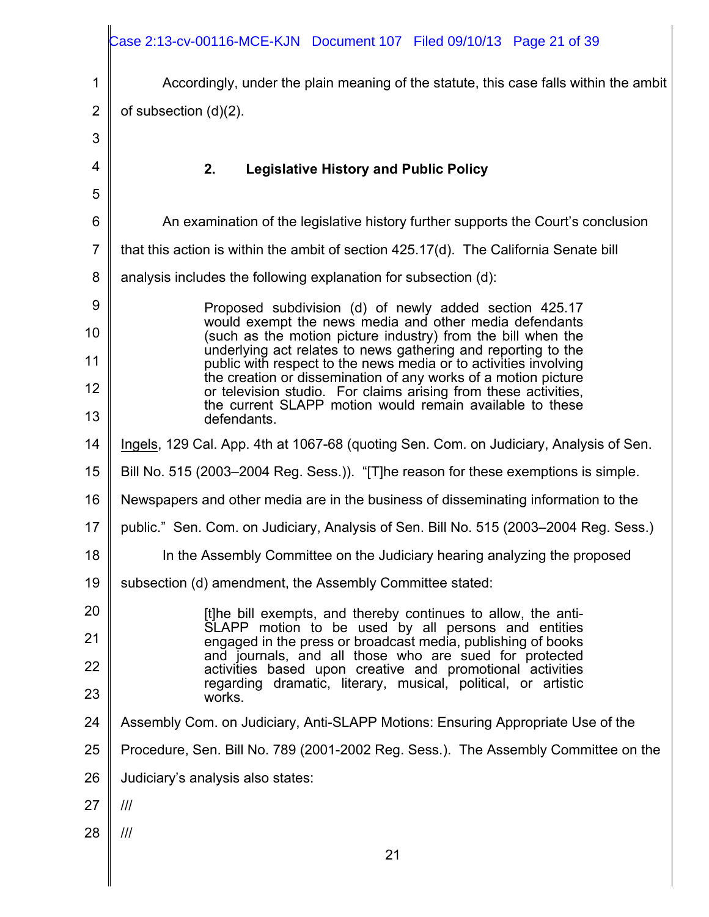Accordingly, under the plain meaning of the statute, this case falls within the ambit of subsection (d)(2).

### 2. Legislative History and Public Policy

An examination of the legislative history further supports the Court's conclusion that this action is within the ambit of section 425.17(d). The California Senate bill analysis includes the following explanation for subsection (d):

> Proposed subdivision (d) of newly added section 425.17 would exempt the news media and other media defendants (such as the motion picture industry) from the bill when the underlying act relates to news gathering and reporting to the public with respect to the news media or to activities involving the creation or dissemination of any works of a motion picture or television studio. For claims arising from these activities, the current SLAPP motion would remain available to these defendants.

Ingels, 129 Cal. App. 4th at 1067-68 (quoting Sen. Com. on Judiciary, Analysis of Sen. Bill No. 515 (2003–2004 Reg. Sess.)). "[T]he reason for these exemptions is simple. Newspapers and other media are in the business of disseminating information to the public." Sen. Com. on Judiciary, Analysis of Sen. Bill No. 515 (2003–2004 Reg. Sess.)

In the Assembly Committee on the Judiciary hearing analyzing the proposed subsection (d) amendment, the Assembly Committee stated:

> [t]he bill exempts, and thereby continues to allow, the anti-SLAPP motion to be used by all persons and entities engaged in the press or broadcast media, publishing of books and journals, and all those who are sued for protected activities based upon creative and promotional activities regarding dramatic, literary, musical, political, or artistic works.

Assembly Com. on Judiciary, Anti-SLAPP Motions: Ensuring Appropriate Use of the Procedure, Sen. Bill No. 789 (2001-2002 Reg. Sess.). The Assembly Committee on the Judiciary's analysis also states:

///

///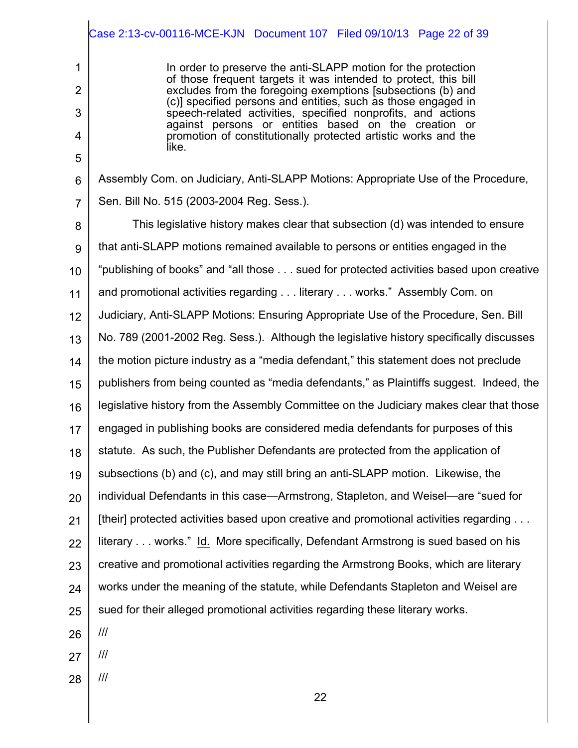> In order to preserve the anti-SLAPP motion for the protection of those frequent targets it was intended to protect, this bill excludes from the foregoing exemptions [subsections (b) and (c)] specified persons and entities, such as those engaged in speech-related activities, specified nonprofits, and actions against persons or entities based on the creation or promotion of constitutionally protected artistic works and the like.

Assembly Com. on Judiciary, Anti-SLAPP Motions: Appropriate Use of the Procedure, Sen. Bill No. 515 (2003-2004 Reg. Sess.).

This legislative history makes clear that subsection (d) was intended to ensure that anti-SLAPP motions remained available to persons or entities engaged in the "publishing of books" and "all those . . . sued for protected activities based upon creative and promotional activities regarding . . . literary . . . works." Assembly Com. on Judiciary, Anti-SLAPP Motions: Ensuring Appropriate Use of the Procedure, Sen. Bill No. 789 (2001-2002 Reg. Sess.). Although the legislative history specifically discusses the motion picture industry as a "media defendant," this statement does not preclude publishers from being counted as "media defendants," as Plaintiffs suggest. Indeed, the legislative history from the Assembly Committee on the Judiciary makes clear that those engaged in publishing books are considered media defendants for purposes of this statute. As such, the Publisher Defendants are protected from the application of subsections (b) and (c), and may still bring an anti-SLAPP motion. Likewise, the individual Defendants in this case—Armstrong, Stapleton, and Weisel—are "sued for [their] protected activities based upon creative and promotional activities regarding . . . literary . . . works." Id. More specifically, Defendant Armstrong is sued based on his creative and promotional activities regarding the Armstrong Books, which are literary works under the meaning of the statute, while Defendants Stapleton and Weisel are sued for their alleged promotional activities regarding these literary works.

///

///

///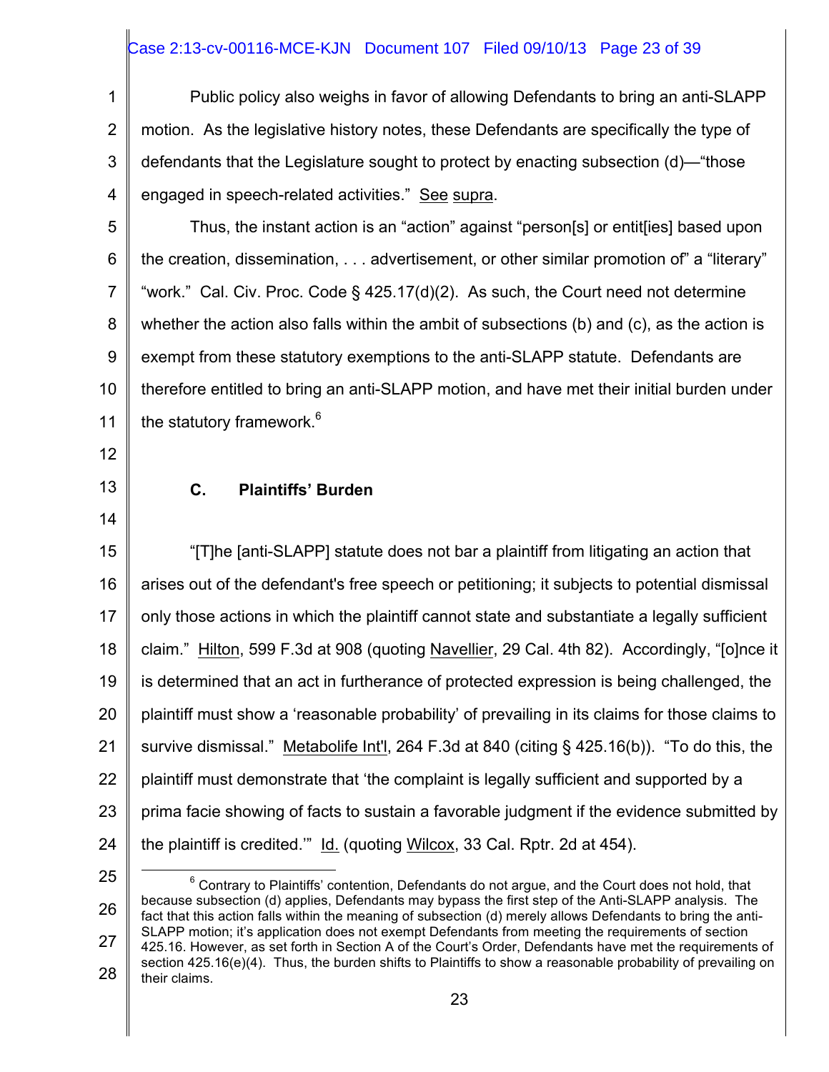Public policy also weighs in favor of allowing Defendants to bring an anti-SLAPP motion. As the legislative history notes, these Defendants are specifically the type of defendants that the Legislature sought to protect by enacting subsection (d)—"those engaged in speech-related activities." See supra.

Thus, the instant action is an "action" against "person[s] or entit[ies] based upon the creation, dissemination, . . . advertisement, or other similar promotion of" a "literary" "work." Cal. Civ. Proc. Code § 425.17(d)(2). As such, the Court need not determine whether the action also falls within the ambit of subsections (b) and (c), as the action is exempt from these statutory exemptions to the anti-SLAPP statute. Defendants are therefore entitled to bring an anti-SLAPP motion, and have met their initial burden under the statutory framework.[6]

### C. Plaintiffs' Burden

"[T]he [anti-SLAPP] statute does not bar a plaintiff from litigating an action that arises out of the defendant's free speech or petitioning; it subjects to potential dismissal only those actions in which the plaintiff cannot state and substantiate a legally sufficient claim." Hilton, 599 F.3d at 908 (quoting Navellier, 29 Cal. 4th 82). Accordingly, "[o]nce it is determined that an act in furtherance of protected expression is being challenged, the plaintiff must show a 'reasonable probability' of prevailing in its claims for those claims to survive dismissal." Metabolife Int'l, 264 F.3d at 840 (citing § 425.16(b)). "To do this, the plaintiff must demonstrate that 'the complaint is legally sufficient and supported by a prima facie showing of facts to sustain a favorable judgment if the evidence submitted by the plaintiff is credited.'" Id. (quoting Wilcox, 33 Cal. Rptr. 2d at 454).

[6] Contrary to Plaintiffs' contention, Defendants do not argue, and the Court does not hold, that because subsection (d) applies, Defendants may bypass the first step of the Anti-SLAPP analysis. The fact that this action falls within the meaning of subsection (d) merely allows Defendants to bring the anti-SLAPP motion; it's application does not exempt Defendants from meeting the requirements of section 425.16. However, as set forth in Section A of the Court's Order, Defendants have met the requirements of section 425.16(e)(4). Thus, the burden shifts to Plaintiffs to show a reasonable probability of prevailing on their claims.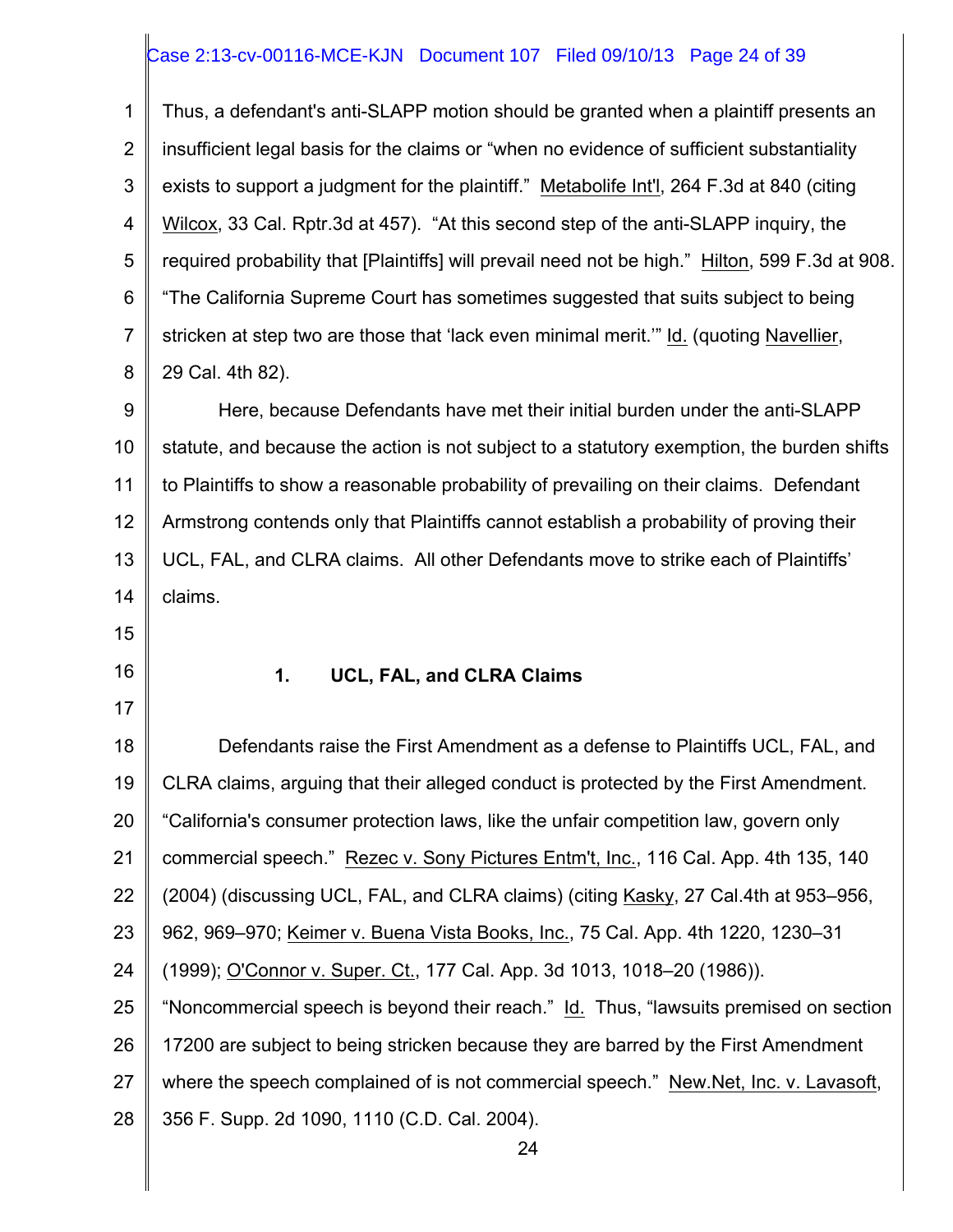Thus, a defendant's anti-SLAPP motion should be granted when a plaintiff presents an insufficient legal basis for the claims or "when no evidence of sufficient substantiality exists to support a judgment for the plaintiff." Metabolife Int'l, 264 F.3d at 840 (citing Wilcox, 33 Cal. Rptr.3d at 457). "At this second step of the anti-SLAPP inquiry, the required probability that [Plaintiffs] will prevail need not be high." Hilton, 599 F.3d at 908. "The California Supreme Court has sometimes suggested that suits subject to being stricken at step two are those that 'lack even minimal merit.'" Id. (quoting Navellier, 29 Cal. 4th 82).

Here, because Defendants have met their initial burden under the anti-SLAPP statute, and because the action is not subject to a statutory exemption, the burden shifts to Plaintiffs to show a reasonable probability of prevailing on their claims. Defendant Armstrong contends only that Plaintiffs cannot establish a probability of proving their UCL, FAL, and CLRA claims. All other Defendants move to strike each of Plaintiffs' claims.

### 1. UCL, FAL, and CLRA Claims

Defendants raise the First Amendment as a defense to Plaintiffs UCL, FAL, and CLRA claims, arguing that their alleged conduct is protected by the First Amendment. "California's consumer protection laws, like the unfair competition law, govern only commercial speech." Rezec v. Sony Pictures Entm't, Inc., 116 Cal. App. 4th 135, 140 (2004) (discussing UCL, FAL, and CLRA claims) (citing Kasky, 27 Cal.4th at 953–956, 962, 969–970; Keimer v. Buena Vista Books, Inc., 75 Cal. App. 4th 1220, 1230–31 (1999); O'Connor v. Super. Ct., 177 Cal. App. 3d 1013, 1018–20 (1986)). "Noncommercial speech is beyond their reach." Id. Thus, "lawsuits premised on section 17200 are subject to being stricken because they are barred by the First Amendment where the speech complained of is not commercial speech." New.Net, Inc. v. Lavasoft, 356 F. Supp. 2d 1090, 1110 (C.D. Cal. 2004).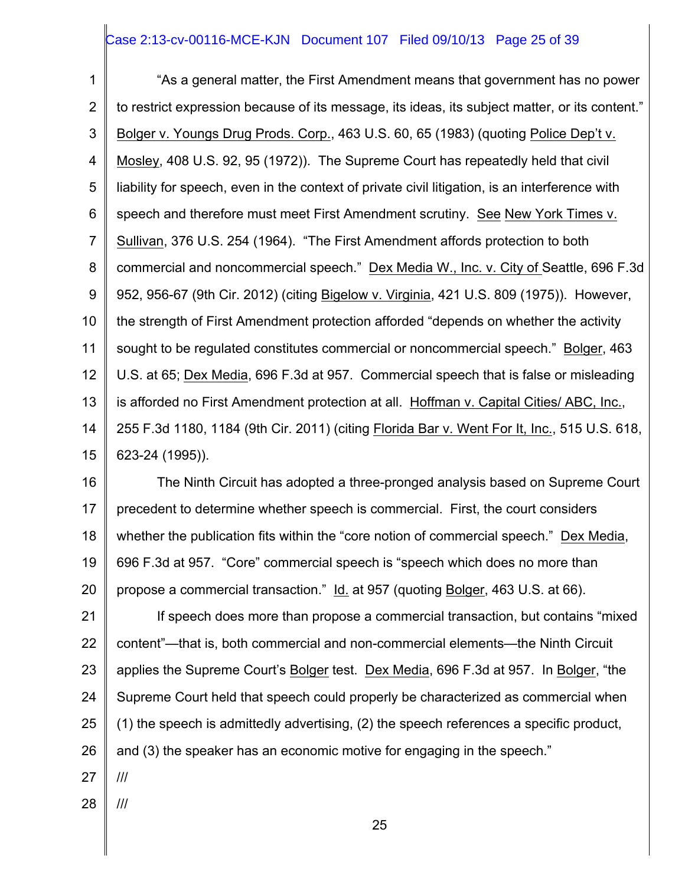"As a general matter, the First Amendment means that government has no power to restrict expression because of its message, its ideas, its subject matter, or its content." Bolger v. Youngs Drug Prods. Corp., 463 U.S. 60, 65 (1983) (quoting Police Dep't v. Mosley, 408 U.S. 92, 95 (1972)). The Supreme Court has repeatedly held that civil liability for speech, even in the context of private civil litigation, is an interference with speech and therefore must meet First Amendment scrutiny. See New York Times v. Sullivan, 376 U.S. 254 (1964). "The First Amendment affords protection to both commercial and noncommercial speech." Dex Media W., Inc. v. City of Seattle, 696 F.3d 952, 956-67 (9th Cir. 2012) (citing Bigelow v. Virginia, 421 U.S. 809 (1975)). However, the strength of First Amendment protection afforded "depends on whether the activity sought to be regulated constitutes commercial or noncommercial speech." Bolger, 463 U.S. at 65; Dex Media, 696 F.3d at 957. Commercial speech that is false or misleading is afforded no First Amendment protection at all. Hoffman v. Capital Cities/ ABC, Inc., 255 F.3d 1180, 1184 (9th Cir. 2011) (citing Florida Bar v. Went For It, Inc., 515 U.S. 618, 623-24 (1995)).

The Ninth Circuit has adopted a three-pronged analysis based on Supreme Court precedent to determine whether speech is commercial. First, the court considers whether the publication fits within the "core notion of commercial speech." Dex Media, 696 F.3d at 957. "Core" commercial speech is "speech which does no more than propose a commercial transaction." Id. at 957 (quoting Bolger, 463 U.S. at 66).

If speech does more than propose a commercial transaction, but contains "mixed content"—that is, both commercial and non-commercial elements—the Ninth Circuit applies the Supreme Court's Bolger test. Dex Media, 696 F.3d at 957. In Bolger, "the Supreme Court held that speech could properly be characterized as commercial when (1) the speech is admittedly advertising, (2) the speech references a specific product, and (3) the speaker has an economic motive for engaging in the speech."

///

///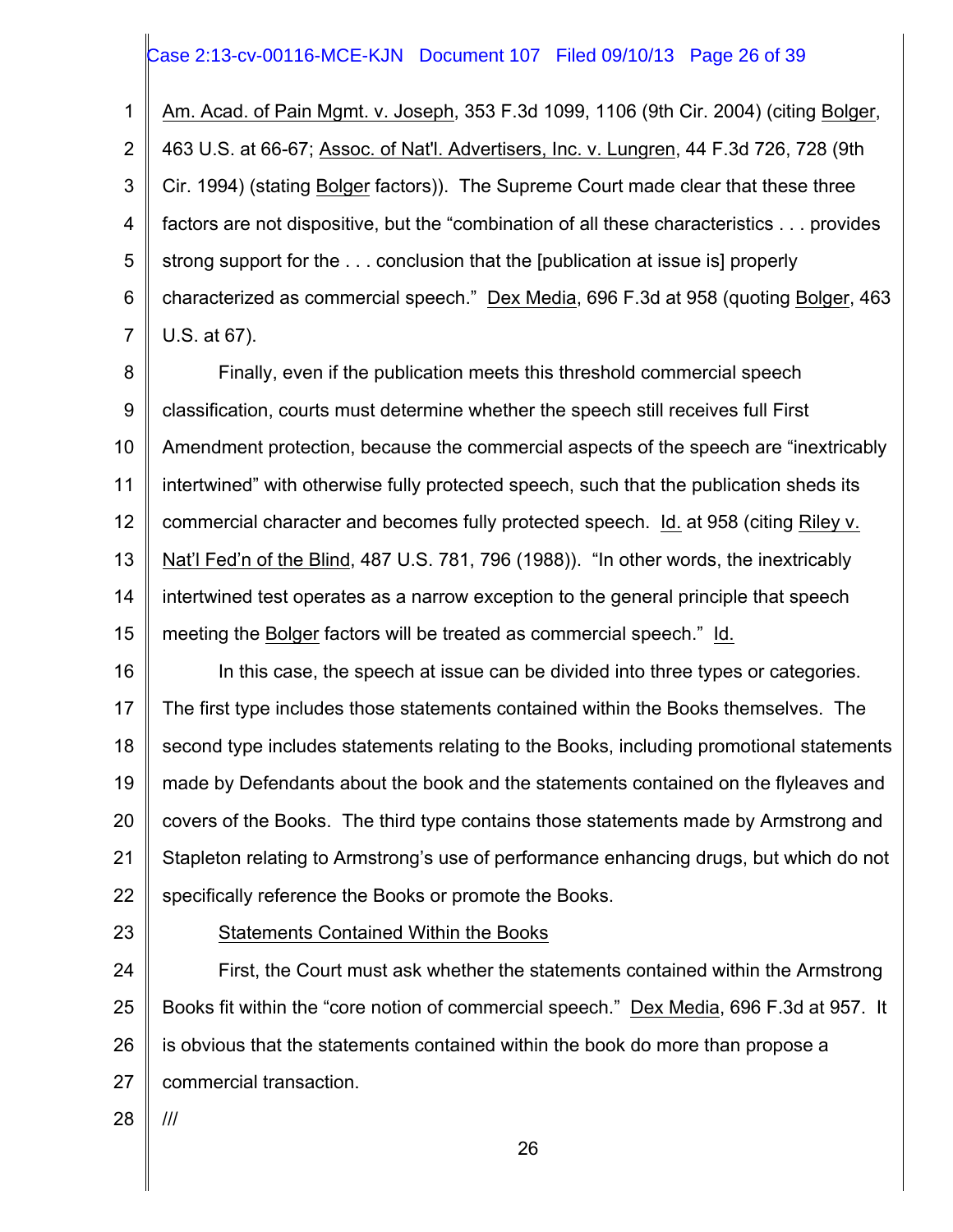Am. Acad. of Pain Mgmt. v. Joseph, 353 F.3d 1099, 1106 (9th Cir. 2004) (citing Bolger, 463 U.S. at 66-67; Assoc. of Nat'l. Advertisers, Inc. v. Lungren, 44 F.3d 726, 728 (9th Cir. 1994) (stating Bolger factors)). The Supreme Court made clear that these three factors are not dispositive, but the "combination of all these characteristics . . . provides strong support for the . . . conclusion that the [publication at issue is] properly characterized as commercial speech." Dex Media, 696 F.3d at 958 (quoting Bolger, 463 U.S. at 67).

Finally, even if the publication meets this threshold commercial speech classification, courts must determine whether the speech still receives full First Amendment protection, because the commercial aspects of the speech are "inextricably intertwined" with otherwise fully protected speech, such that the publication sheds its commercial character and becomes fully protected speech. Id. at 958 (citing Riley v. Nat'l Fed'n of the Blind, 487 U.S. 781, 796 (1988)). "In other words, the inextricably intertwined test operates as a narrow exception to the general principle that speech meeting the Bolger factors will be treated as commercial speech." Id.

In this case, the speech at issue can be divided into three types or categories. The first type includes those statements contained within the Books themselves. The second type includes statements relating to the Books, including promotional statements made by Defendants about the book and the statements contained on the flyleaves and covers of the Books. The third type contains those statements made by Armstrong and Stapleton relating to Armstrong's use of performance enhancing drugs, but which do not specifically reference the Books or promote the Books.

Statements Contained Within the Books

First, the Court must ask whether the statements contained within the Armstrong Books fit within the "core notion of commercial speech." Dex Media, 696 F.3d at 957. It is obvious that the statements contained within the book do more than propose a commercial transaction.

///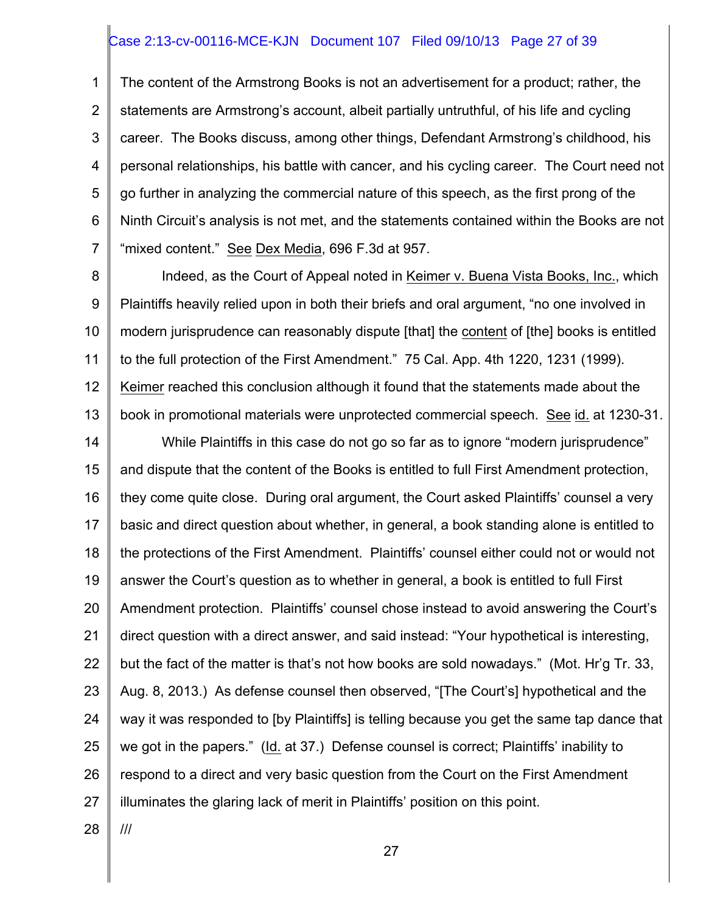The content of the Armstrong Books is not an advertisement for a product; rather, the statements are Armstrong's account, albeit partially untruthful, of his life and cycling career. The Books discuss, among other things, Defendant Armstrong's childhood, his personal relationships, his battle with cancer, and his cycling career. The Court need not go further in analyzing the commercial nature of this speech, as the first prong of the Ninth Circuit's analysis is not met, and the statements contained within the Books are not "mixed content." See Dex Media, 696 F.3d at 957.

Indeed, as the Court of Appeal noted in Keimer v. Buena Vista Books, Inc., which Plaintiffs heavily relied upon in both their briefs and oral argument, "no one involved in modern jurisprudence can reasonably dispute [that] the content of [the] books is entitled to the full protection of the First Amendment." 75 Cal. App. 4th 1220, 1231 (1999). Keimer reached this conclusion although it found that the statements made about the book in promotional materials were unprotected commercial speech. See id. at 1230-31.

While Plaintiffs in this case do not go so far as to ignore "modern jurisprudence" and dispute that the content of the Books is entitled to full First Amendment protection, they come quite close. During oral argument, the Court asked Plaintiffs' counsel a very basic and direct question about whether, in general, a book standing alone is entitled to the protections of the First Amendment. Plaintiffs' counsel either could not or would not answer the Court's question as to whether in general, a book is entitled to full First Amendment protection. Plaintiffs' counsel chose instead to avoid answering the Court's direct question with a direct answer, and said instead: "Your hypothetical is interesting, but the fact of the matter is that's not how books are sold nowadays." (Mot. Hr'g Tr. 33, Aug. 8, 2013.) As defense counsel then observed, "[The Court's] hypothetical and the way it was responded to [by Plaintiffs] is telling because you get the same tap dance that we got in the papers." (Id. at 37.) Defense counsel is correct; Plaintiffs' inability to respond to a direct and very basic question from the Court on the First Amendment illuminates the glaring lack of merit in Plaintiffs' position on this point.

///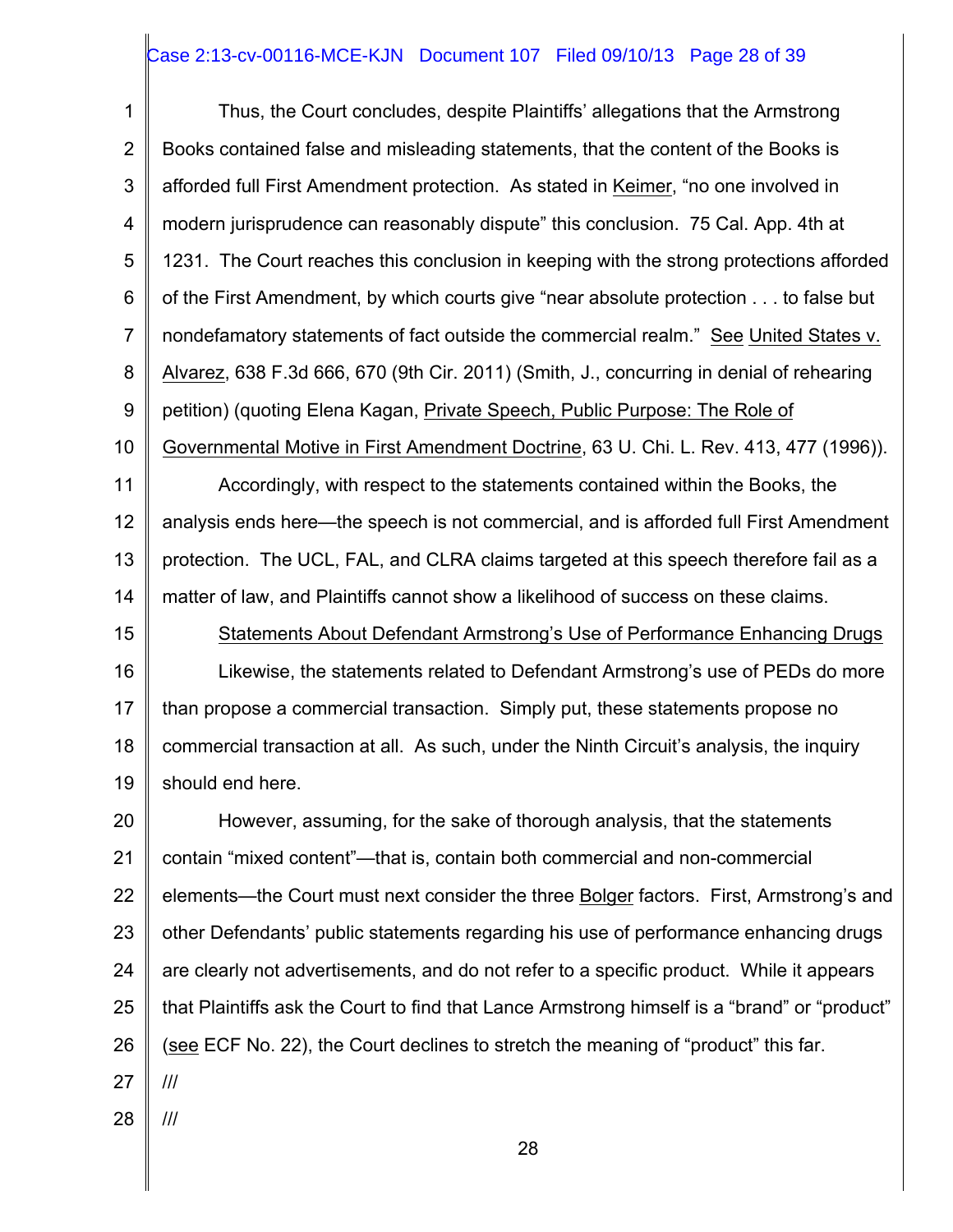Thus, the Court concludes, despite Plaintiffs' allegations that the Armstrong Books contained false and misleading statements, that the content of the Books is afforded full First Amendment protection. As stated in Keimer, "no one involved in modern jurisprudence can reasonably dispute" this conclusion. 75 Cal. App. 4th at 1231. The Court reaches this conclusion in keeping with the strong protections afforded of the First Amendment, by which courts give "near absolute protection . . . to false but nondefamatory statements of fact outside the commercial realm." See United States v. Alvarez, 638 F.3d 666, 670 (9th Cir. 2011) (Smith, J., concurring in denial of rehearing petition) (quoting Elena Kagan, Private Speech, Public Purpose: The Role of Governmental Motive in First Amendment Doctrine, 63 U. Chi. L. Rev. 413, 477 (1996)).

Accordingly, with respect to the statements contained within the Books, the analysis ends here—the speech is not commercial, and is afforded full First Amendment protection. The UCL, FAL, and CLRA claims targeted at this speech therefore fail as a matter of law, and Plaintiffs cannot show a likelihood of success on these claims.

Statements About Defendant Armstrong's Use of Performance Enhancing Drugs

Likewise, the statements related to Defendant Armstrong's use of PEDs do more than propose a commercial transaction. Simply put, these statements propose no commercial transaction at all. As such, under the Ninth Circuit's analysis, the inquiry should end here.

However, assuming, for the sake of thorough analysis, that the statements contain "mixed content"—that is, contain both commercial and non-commercial elements—the Court must next consider the three Bolger factors. First, Armstrong's and other Defendants' public statements regarding his use of performance enhancing drugs are clearly not advertisements, and do not refer to a specific product. While it appears that Plaintiffs ask the Court to find that Lance Armstrong himself is a "brand" or "product" (see ECF No. 22), the Court declines to stretch the meaning of "product" this far.

///

///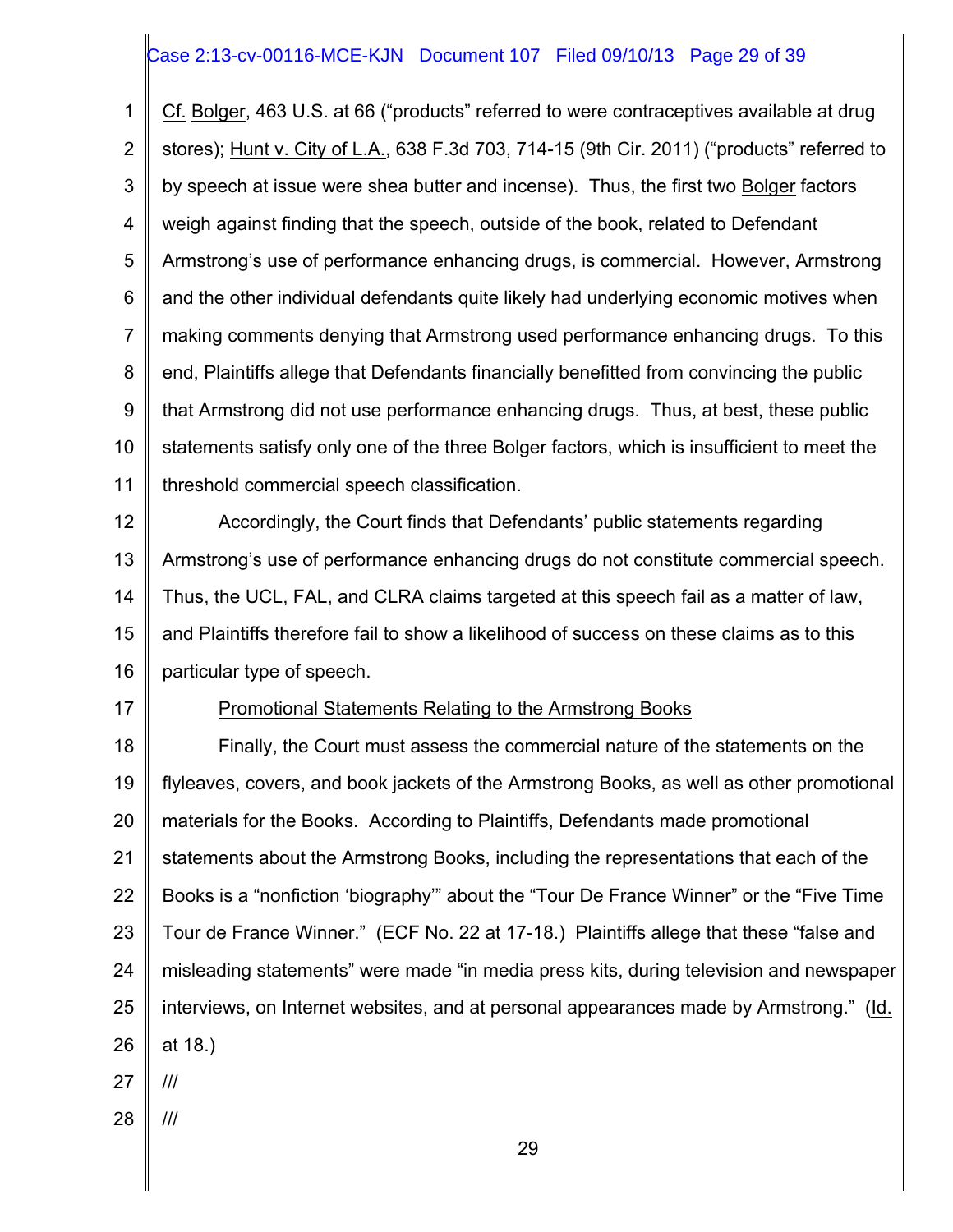Cf. Bolger, 463 U.S. at 66 ("products" referred to were contraceptives available at drug stores); Hunt v. City of L.A., 638 F.3d 703, 714-15 (9th Cir. 2011) ("products" referred to by speech at issue were shea butter and incense). Thus, the first two Bolger factors weigh against finding that the speech, outside of the book, related to Defendant Armstrong's use of performance enhancing drugs, is commercial. However, Armstrong and the other individual defendants quite likely had underlying economic motives when making comments denying that Armstrong used performance enhancing drugs. To this end, Plaintiffs allege that Defendants financially benefitted from convincing the public that Armstrong did not use performance enhancing drugs. Thus, at best, these public statements satisfy only one of the three Bolger factors, which is insufficient to meet the threshold commercial speech classification.

Accordingly, the Court finds that Defendants' public statements regarding Armstrong's use of performance enhancing drugs do not constitute commercial speech. Thus, the UCL, FAL, and CLRA claims targeted at this speech fail as a matter of law, and Plaintiffs therefore fail to show a likelihood of success on these claims as to this particular type of speech.

Promotional Statements Relating to the Armstrong Books

Finally, the Court must assess the commercial nature of the statements on the flyleaves, covers, and book jackets of the Armstrong Books, as well as other promotional materials for the Books. According to Plaintiffs, Defendants made promotional statements about the Armstrong Books, including the representations that each of the Books is a "nonfiction 'biography'" about the "Tour De France Winner" or the "Five Time Tour de France Winner." (ECF No. 22 at 17-18.) Plaintiffs allege that these "false and misleading statements" were made "in media press kits, during television and newspaper interviews, on Internet websites, and at personal appearances made by Armstrong." (Id. at 18.)

///

///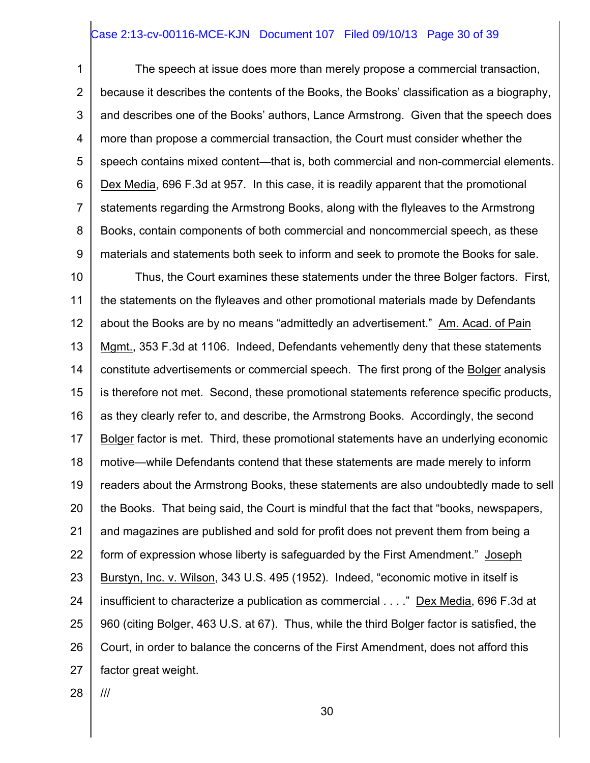The speech at issue does more than merely propose a commercial transaction, because it describes the contents of the Books, the Books' classification as a biography, and describes one of the Books' authors, Lance Armstrong. Given that the speech does more than propose a commercial transaction, the Court must consider whether the speech contains mixed content—that is, both commercial and non-commercial elements. Dex Media, 696 F.3d at 957. In this case, it is readily apparent that the promotional statements regarding the Armstrong Books, along with the flyleaves to the Armstrong Books, contain components of both commercial and noncommercial speech, as these materials and statements both seek to inform and seek to promote the Books for sale.

Thus, the Court examines these statements under the three Bolger factors. First, the statements on the flyleaves and other promotional materials made by Defendants about the Books are by no means "admittedly an advertisement." Am. Acad. of Pain Mgmt., 353 F.3d at 1106. Indeed, Defendants vehemently deny that these statements constitute advertisements or commercial speech. The first prong of the Bolger analysis is therefore not met. Second, these promotional statements reference specific products, as they clearly refer to, and describe, the Armstrong Books. Accordingly, the second Bolger factor is met. Third, these promotional statements have an underlying economic motive—while Defendants contend that these statements are made merely to inform readers about the Armstrong Books, these statements are also undoubtedly made to sell the Books. That being said, the Court is mindful that the fact that "books, newspapers, and magazines are published and sold for profit does not prevent them from being a form of expression whose liberty is safeguarded by the First Amendment." Joseph Burstyn, Inc. v. Wilson, 343 U.S. 495 (1952). Indeed, "economic motive in itself is insufficient to characterize a publication as commercial . . . ." Dex Media, 696 F.3d at 960 (citing Bolger, 463 U.S. at 67). Thus, while the third Bolger factor is satisfied, the Court, in order to balance the concerns of the First Amendment, does not afford this factor great weight.

///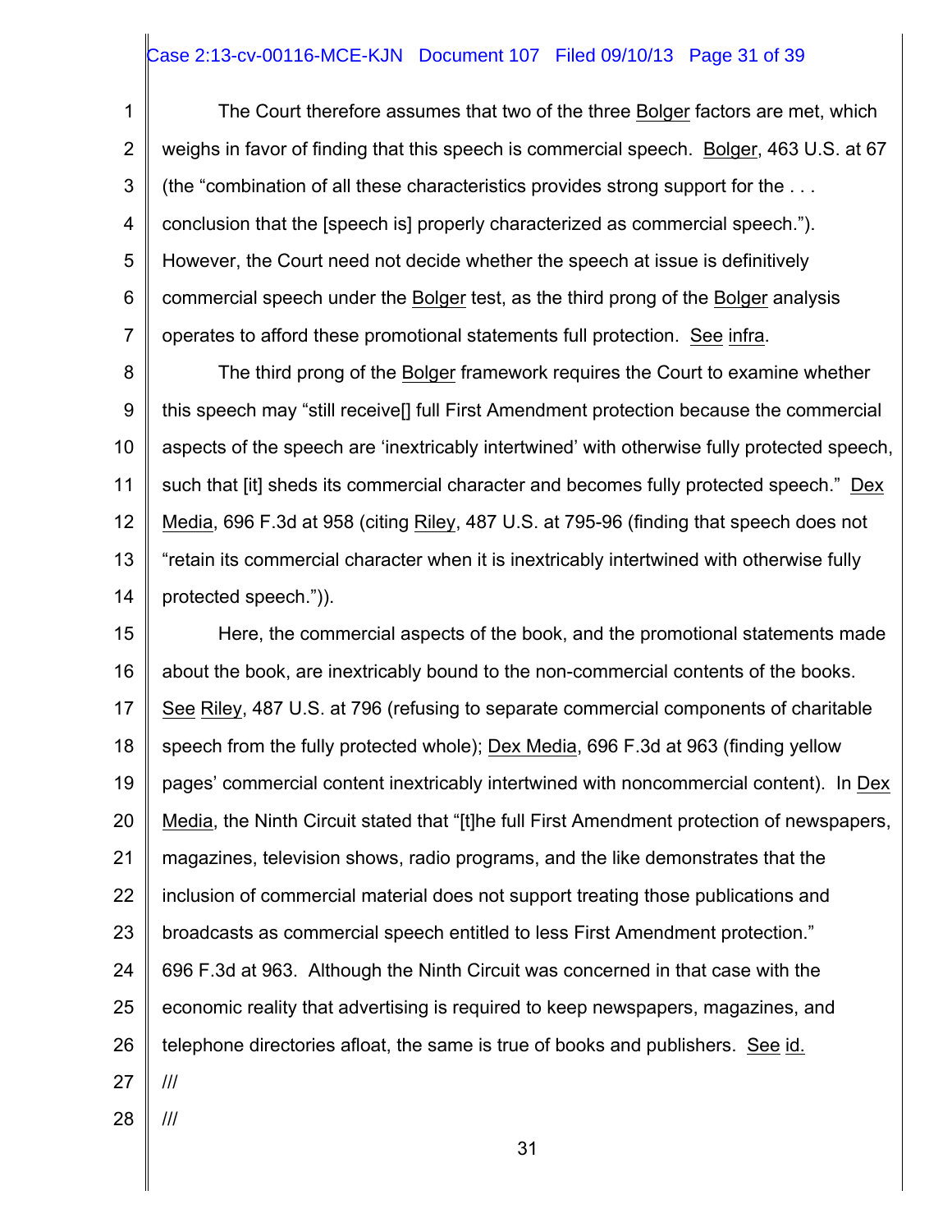The Court therefore assumes that two of the three Bolger factors are met, which weighs in favor of finding that this speech is commercial speech. Bolger, 463 U.S. at 67 (the "combination of all these characteristics provides strong support for the . . . conclusion that the [speech is] properly characterized as commercial speech."). However, the Court need not decide whether the speech at issue is definitively commercial speech under the Bolger test, as the third prong of the Bolger analysis operates to afford these promotional statements full protection. See infra.

The third prong of the Bolger framework requires the Court to examine whether this speech may "still receive[] full First Amendment protection because the commercial aspects of the speech are 'inextricably intertwined' with otherwise fully protected speech, such that [it] sheds its commercial character and becomes fully protected speech." Dex Media, 696 F.3d at 958 (citing Riley, 487 U.S. at 795-96 (finding that speech does not "retain its commercial character when it is inextricably intertwined with otherwise fully protected speech.")).

Here, the commercial aspects of the book, and the promotional statements made about the book, are inextricably bound to the non-commercial contents of the books. See Riley, 487 U.S. at 796 (refusing to separate commercial components of charitable speech from the fully protected whole); Dex Media, 696 F.3d at 963 (finding yellow pages' commercial content inextricably intertwined with noncommercial content). In Dex Media, the Ninth Circuit stated that "[t]he full First Amendment protection of newspapers, magazines, television shows, radio programs, and the like demonstrates that the inclusion of commercial material does not support treating those publications and broadcasts as commercial speech entitled to less First Amendment protection." 696 F.3d at 963. Although the Ninth Circuit was concerned in that case with the economic reality that advertising is required to keep newspapers, magazines, and telephone directories afloat, the same is true of books and publishers. See id.

///

///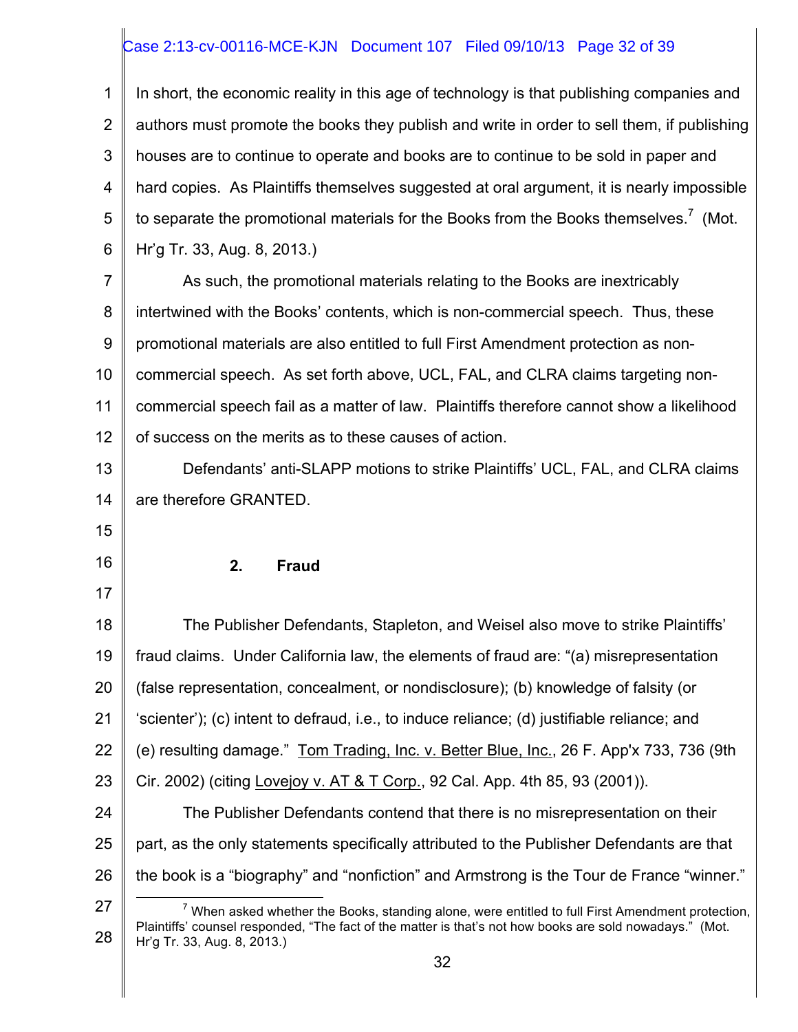In short, the economic reality in this age of technology is that publishing companies and authors must promote the books they publish and write in order to sell them, if publishing houses are to continue to operate and books are to continue to be sold in paper and hard copies. As Plaintiffs themselves suggested at oral argument, it is nearly impossible to separate the promotional materials for the Books from the Books themselves.[7] (Mot. Hr'g Tr. 33, Aug. 8, 2013.)

As such, the promotional materials relating to the Books are inextricably intertwined with the Books' contents, which is non-commercial speech. Thus, these promotional materials are also entitled to full First Amendment protection as non-commercial speech. As set forth above, UCL, FAL, and CLRA claims targeting non-commercial speech fail as a matter of law. Plaintiffs therefore cannot show a likelihood of success on the merits as to these causes of action.

Defendants' anti-SLAPP motions to strike Plaintiffs' UCL, FAL, and CLRA claims are therefore GRANTED.

**2. Fraud**

The Publisher Defendants, Stapleton, and Weisel also move to strike Plaintiffs' fraud claims. Under California law, the elements of fraud are: "(a) misrepresentation (false representation, concealment, or nondisclosure); (b) knowledge of falsity (or 'scienter'); (c) intent to defraud, i.e., to induce reliance; (d) justifiable reliance; and (e) resulting damage." Tom Trading, Inc. v. Better Blue, Inc., 26 F. App'x 733, 736 (9th Cir. 2002) (citing Lovejoy v. AT & T Corp., 92 Cal. App. 4th 85, 93 (2001)).

The Publisher Defendants contend that there is no misrepresentation on their part, as the only statements specifically attributed to the Publisher Defendants are that the book is a "biography" and "nonfiction" and Armstrong is the Tour de France "winner."

---

[7] When asked whether the Books, standing alone, were entitled to full First Amendment protection, Plaintiffs' counsel responded, "The fact of the matter is that's not how books are sold nowadays." (Mot. Hr'g Tr. 33, Aug. 8, 2013.)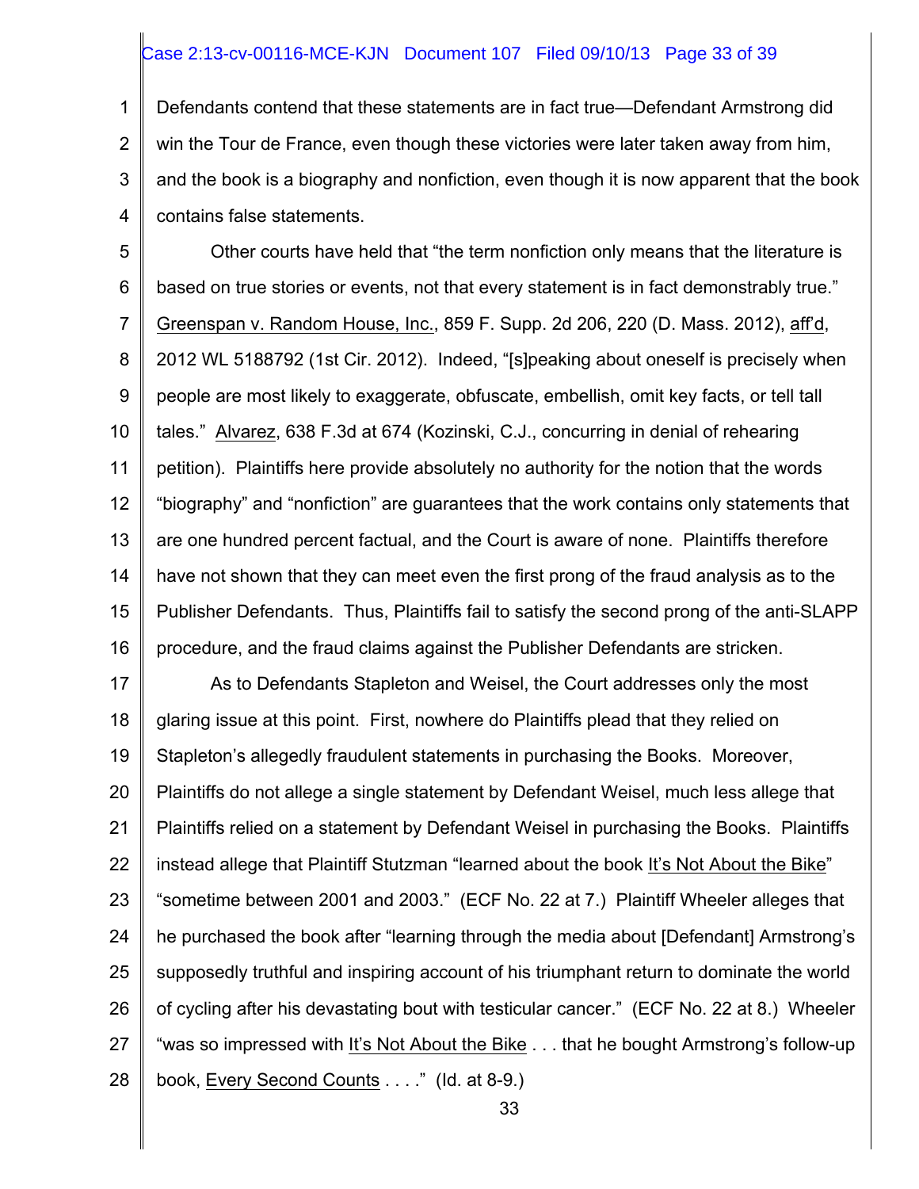Defendants contend that these statements are in fact true—Defendant Armstrong did win the Tour de France, even though these victories were later taken away from him, and the book is a biography and nonfiction, even though it is now apparent that the book contains false statements.

Other courts have held that "the term nonfiction only means that the literature is based on true stories or events, not that every statement is in fact demonstrably true." Greenspan v. Random House, Inc., 859 F. Supp. 2d 206, 220 (D. Mass. 2012), aff'd, 2012 WL 5188792 (1st Cir. 2012). Indeed, "[s]peaking about oneself is precisely when people are most likely to exaggerate, obfuscate, embellish, omit key facts, or tell tall tales." Alvarez, 638 F.3d at 674 (Kozinski, C.J., concurring in denial of rehearing petition). Plaintiffs here provide absolutely no authority for the notion that the words "biography" and "nonfiction" are guarantees that the work contains only statements that are one hundred percent factual, and the Court is aware of none. Plaintiffs therefore have not shown that they can meet even the first prong of the fraud analysis as to the Publisher Defendants. Thus, Plaintiffs fail to satisfy the second prong of the anti-SLAPP procedure, and the fraud claims against the Publisher Defendants are stricken.

As to Defendants Stapleton and Weisel, the Court addresses only the most glaring issue at this point. First, nowhere do Plaintiffs plead that they relied on Stapleton's allegedly fraudulent statements in purchasing the Books. Moreover, Plaintiffs do not allege a single statement by Defendant Weisel, much less allege that Plaintiffs relied on a statement by Defendant Weisel in purchasing the Books. Plaintiffs instead allege that Plaintiff Stutzman "learned about the book It's Not About the Bike" "sometime between 2001 and 2003." (ECF No. 22 at 7.) Plaintiff Wheeler alleges that he purchased the book after "learning through the media about [Defendant] Armstrong's supposedly truthful and inspiring account of his triumphant return to dominate the world of cycling after his devastating bout with testicular cancer." (ECF No. 22 at 8.) Wheeler "was so impressed with It's Not About the Bike . . . that he bought Armstrong's follow-up book, Every Second Counts . . . ." (Id. at 8-9.)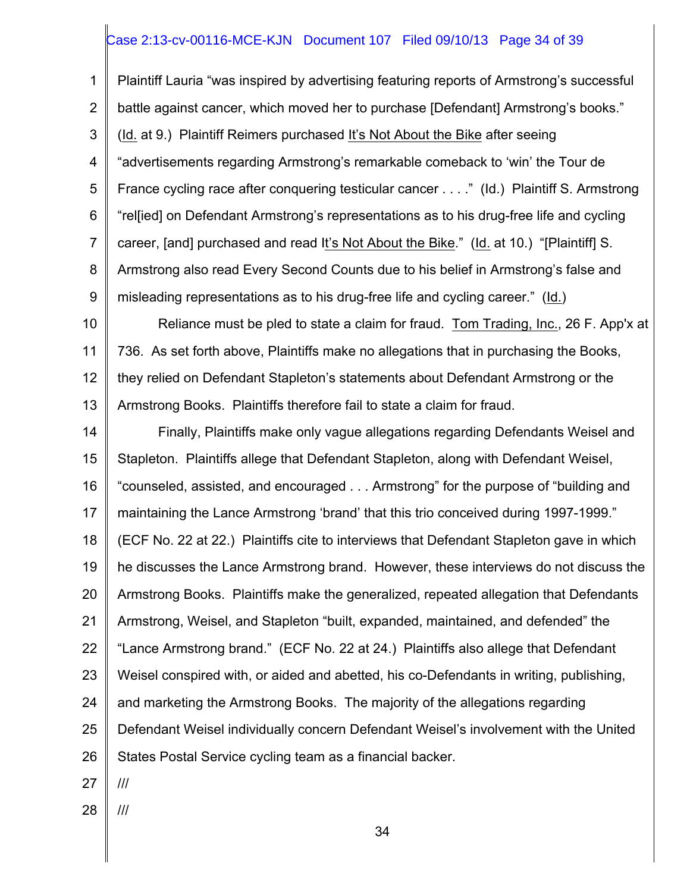Plaintiff Lauria "was inspired by advertising featuring reports of Armstrong's successful battle against cancer, which moved her to purchase [Defendant] Armstrong's books." (Id. at 9.) Plaintiff Reimers purchased It's Not About the Bike after seeing "advertisements regarding Armstrong's remarkable comeback to 'win' the Tour de France cycling race after conquering testicular cancer . . . ." (Id.) Plaintiff S. Armstrong "rel[ied] on Defendant Armstrong's representations as to his drug-free life and cycling career, [and] purchased and read It's Not About the Bike." (Id. at 10.) "[Plaintiff] S. Armstrong also read Every Second Counts due to his belief in Armstrong's false and misleading representations as to his drug-free life and cycling career." (Id.)

Reliance must be pled to state a claim for fraud. Tom Trading, Inc., 26 F. App'x at 736. As set forth above, Plaintiffs make no allegations that in purchasing the Books, they relied on Defendant Stapleton's statements about Defendant Armstrong or the Armstrong Books. Plaintiffs therefore fail to state a claim for fraud.

Finally, Plaintiffs make only vague allegations regarding Defendants Weisel and Stapleton. Plaintiffs allege that Defendant Stapleton, along with Defendant Weisel, "counseled, assisted, and encouraged . . . Armstrong" for the purpose of "building and maintaining the Lance Armstrong 'brand' that this trio conceived during 1997-1999." (ECF No. 22 at 22.) Plaintiffs cite to interviews that Defendant Stapleton gave in which he discusses the Lance Armstrong brand. However, these interviews do not discuss the Armstrong Books. Plaintiffs make the generalized, repeated allegation that Defendants Armstrong, Weisel, and Stapleton "built, expanded, maintained, and defended" the "Lance Armstrong brand." (ECF No. 22 at 24.) Plaintiffs also allege that Defendant Weisel conspired with, or aided and abetted, his co-Defendants in writing, publishing, and marketing the Armstrong Books. The majority of the allegations regarding Defendant Weisel individually concern Defendant Weisel's involvement with the United States Postal Service cycling team as a financial backer.

///

///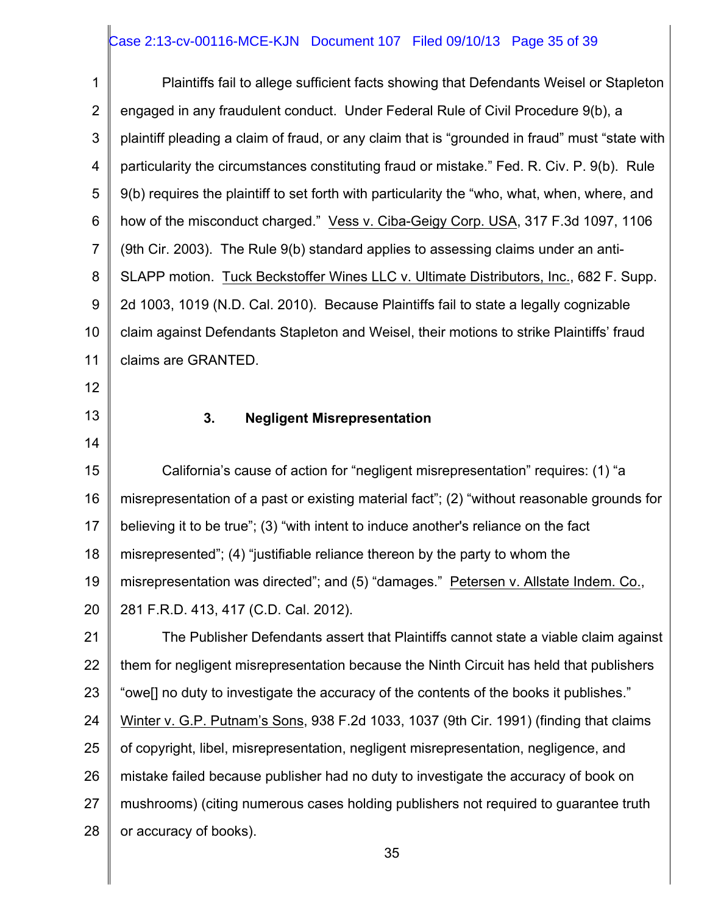Plaintiffs fail to allege sufficient facts showing that Defendants Weisel or Stapleton engaged in any fraudulent conduct. Under Federal Rule of Civil Procedure 9(b), a plaintiff pleading a claim of fraud, or any claim that is "grounded in fraud" must "state with particularity the circumstances constituting fraud or mistake." Fed. R. Civ. P. 9(b). Rule 9(b) requires the plaintiff to set forth with particularity the "who, what, when, where, and how of the misconduct charged." Vess v. Ciba-Geigy Corp. USA, 317 F.3d 1097, 1106 (9th Cir. 2003). The Rule 9(b) standard applies to assessing claims under an anti-SLAPP motion. Tuck Beckstoffer Wines LLC v. Ultimate Distributors, Inc., 682 F. Supp. 2d 1003, 1019 (N.D. Cal. 2010). Because Plaintiffs fail to state a legally cognizable claim against Defendants Stapleton and Weisel, their motions to strike Plaintiffs' fraud claims are GRANTED.

### 3. Negligent Misrepresentation

California's cause of action for "negligent misrepresentation" requires: (1) "a misrepresentation of a past or existing material fact"; (2) "without reasonable grounds for believing it to be true"; (3) "with intent to induce another's reliance on the fact misrepresented"; (4) "justifiable reliance thereon by the party to whom the misrepresentation was directed"; and (5) "damages." Petersen v. Allstate Indem. Co., 281 F.R.D. 413, 417 (C.D. Cal. 2012).

The Publisher Defendants assert that Plaintiffs cannot state a viable claim against them for negligent misrepresentation because the Ninth Circuit has held that publishers "owe[] no duty to investigate the accuracy of the contents of the books it publishes." Winter v. G.P. Putnam's Sons, 938 F.2d 1033, 1037 (9th Cir. 1991) (finding that claims of copyright, libel, misrepresentation, negligent misrepresentation, negligence, and mistake failed because publisher had no duty to investigate the accuracy of book on mushrooms) (citing numerous cases holding publishers not required to guarantee truth or accuracy of books).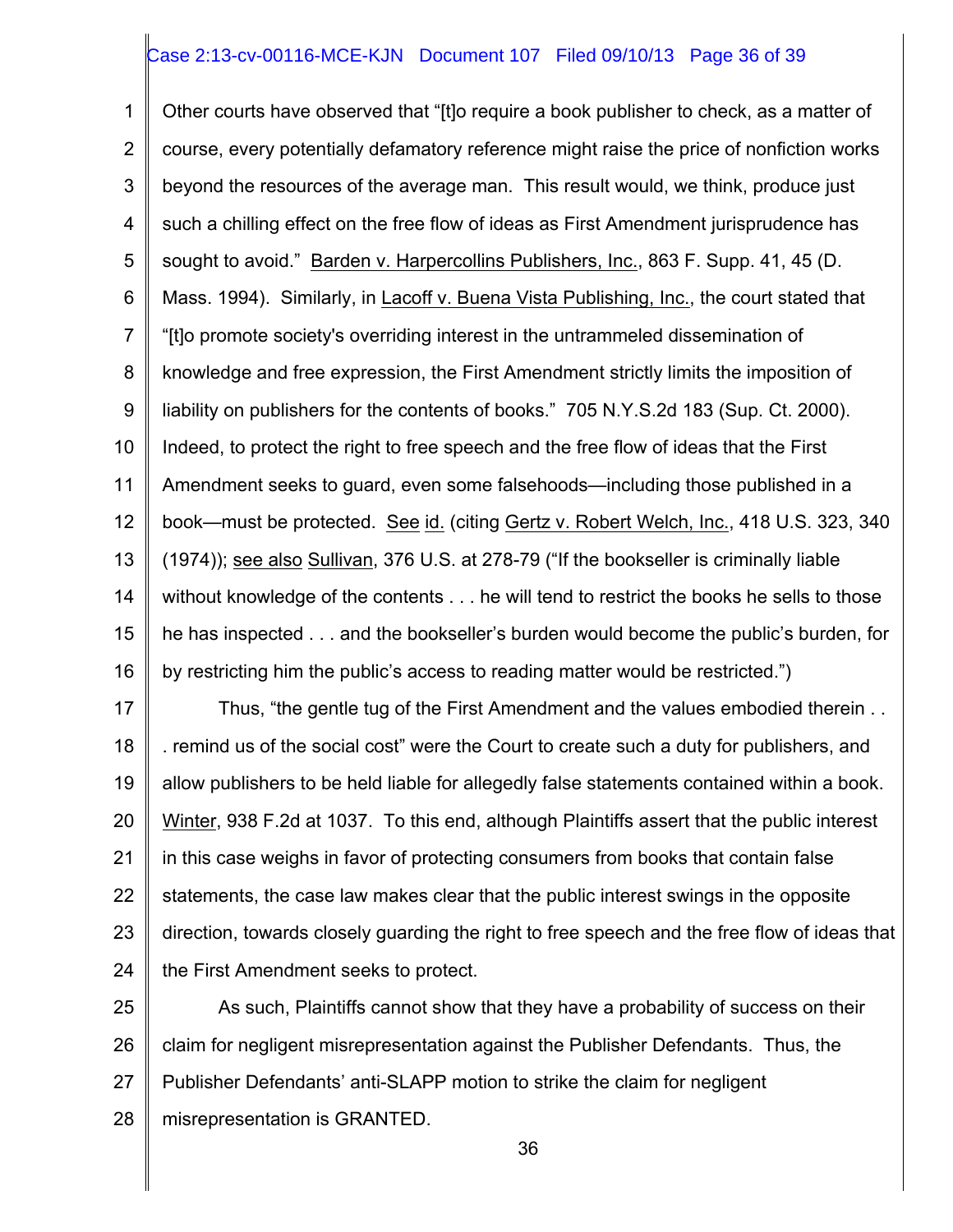Other courts have observed that "[t]o require a book publisher to check, as a matter of course, every potentially defamatory reference might raise the price of nonfiction works beyond the resources of the average man. This result would, we think, produce just such a chilling effect on the free flow of ideas as First Amendment jurisprudence has sought to avoid." Barden v. Harpercollins Publishers, Inc., 863 F. Supp. 41, 45 (D. Mass. 1994). Similarly, in Lacoff v. Buena Vista Publishing, Inc., the court stated that "[t]o promote society's overriding interest in the untrammeled dissemination of knowledge and free expression, the First Amendment strictly limits the imposition of liability on publishers for the contents of books." 705 N.Y.S.2d 183 (Sup. Ct. 2000). Indeed, to protect the right to free speech and the free flow of ideas that the First Amendment seeks to guard, even some falsehoods—including those published in a book—must be protected. See id. (citing Gertz v. Robert Welch, Inc., 418 U.S. 323, 340 (1974)); see also Sullivan, 376 U.S. at 278-79 ("If the bookseller is criminally liable without knowledge of the contents . . . he will tend to restrict the books he sells to those he has inspected . . . and the bookseller's burden would become the public's burden, for by restricting him the public's access to reading matter would be restricted.")

Thus, "the gentle tug of the First Amendment and the values embodied therein . . . remind us of the social cost" were the Court to create such a duty for publishers, and allow publishers to be held liable for allegedly false statements contained within a book. Winter, 938 F.2d at 1037. To this end, although Plaintiffs assert that the public interest in this case weighs in favor of protecting consumers from books that contain false statements, the case law makes clear that the public interest swings in the opposite direction, towards closely guarding the right to free speech and the free flow of ideas that the First Amendment seeks to protect.

As such, Plaintiffs cannot show that they have a probability of success on their claim for negligent misrepresentation against the Publisher Defendants. Thus, the Publisher Defendants' anti-SLAPP motion to strike the claim for negligent misrepresentation is GRANTED.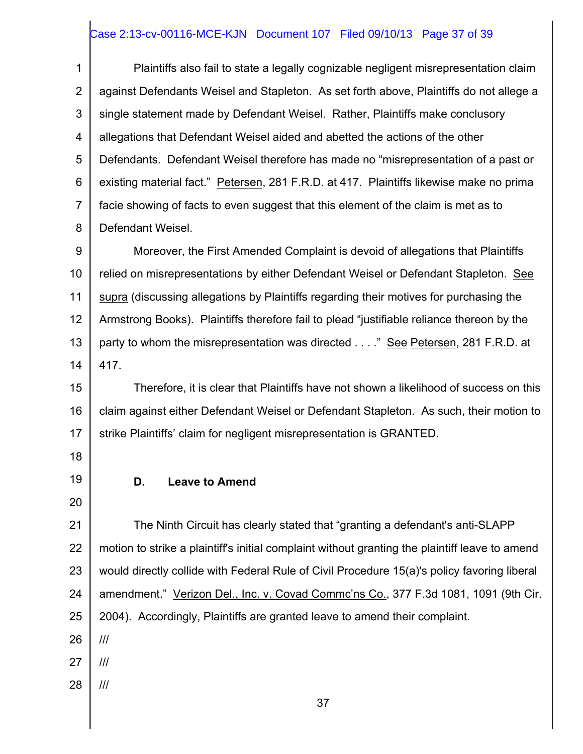Plaintiffs also fail to state a legally cognizable negligent misrepresentation claim against Defendants Weisel and Stapleton. As set forth above, Plaintiffs do not allege a single statement made by Defendant Weisel. Rather, Plaintiffs make conclusory allegations that Defendant Weisel aided and abetted the actions of the other Defendants. Defendant Weisel therefore has made no "misrepresentation of a past or existing material fact." Petersen, 281 F.R.D. at 417. Plaintiffs likewise make no prima facie showing of facts to even suggest that this element of the claim is met as to Defendant Weisel.

Moreover, the First Amended Complaint is devoid of allegations that Plaintiffs relied on misrepresentations by either Defendant Weisel or Defendant Stapleton. See supra (discussing allegations by Plaintiffs regarding their motives for purchasing the Armstrong Books). Plaintiffs therefore fail to plead "justifiable reliance thereon by the party to whom the misrepresentation was directed . . . ." See Petersen, 281 F.R.D. at 417.

Therefore, it is clear that Plaintiffs have not shown a likelihood of success on this claim against either Defendant Weisel or Defendant Stapleton. As such, their motion to strike Plaintiffs' claim for negligent misrepresentation is GRANTED.

### D. Leave to Amend

The Ninth Circuit has clearly stated that "granting a defendant's anti-SLAPP motion to strike a plaintiff's initial complaint without granting the plaintiff leave to amend would directly collide with Federal Rule of Civil Procedure 15(a)'s policy favoring liberal amendment." Verizon Del., Inc. v. Covad Commc'ns Co., 377 F.3d 1081, 1091 (9th Cir. 2004). Accordingly, Plaintiffs are granted leave to amend their complaint.

///

///

///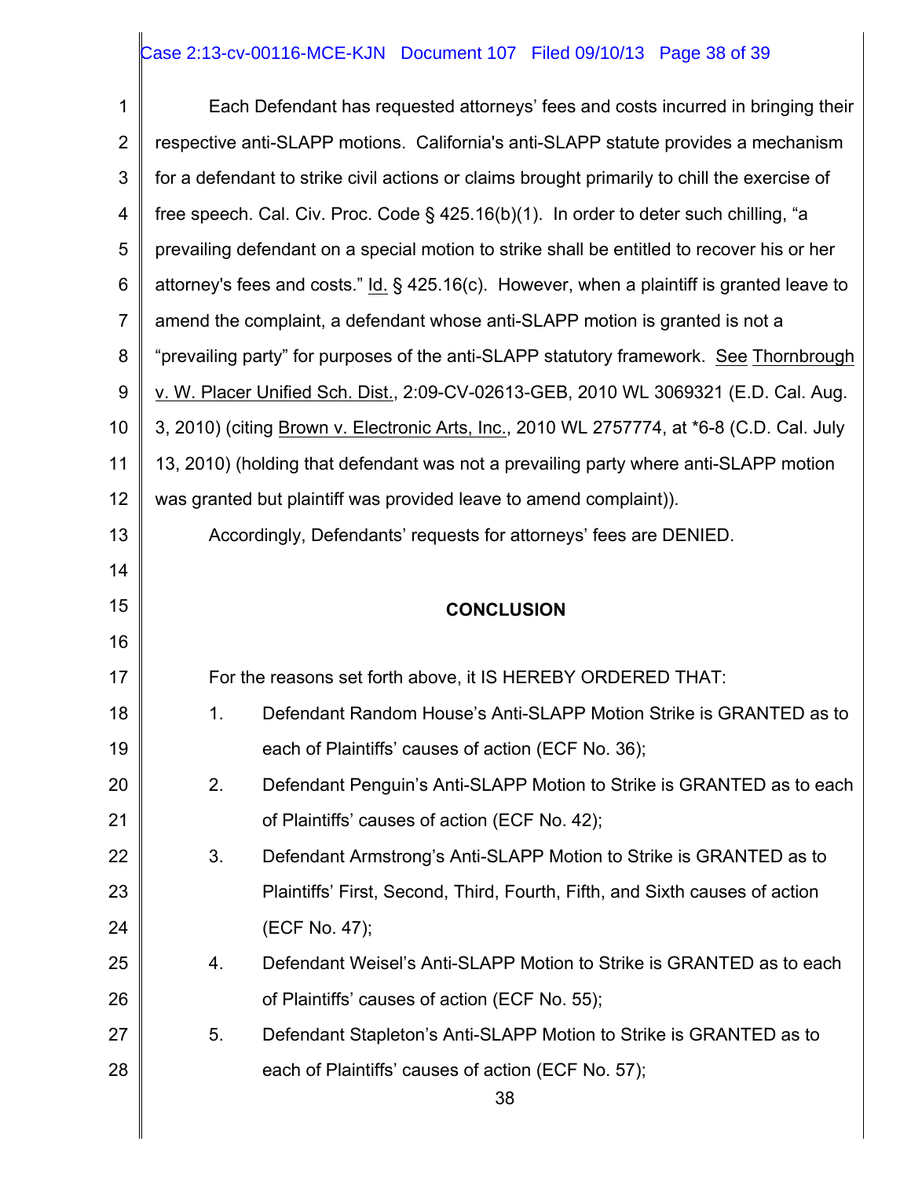Each Defendant has requested attorneys' fees and costs incurred in bringing their respective anti-SLAPP motions. California's anti-SLAPP statute provides a mechanism for a defendant to strike civil actions or claims brought primarily to chill the exercise of free speech. Cal. Civ. Proc. Code § 425.16(b)(1). In order to deter such chilling, "a prevailing defendant on a special motion to strike shall be entitled to recover his or her attorney's fees and costs." Id. § 425.16(c). However, when a plaintiff is granted leave to amend the complaint, a defendant whose anti-SLAPP motion is granted is not a "prevailing party" for purposes of the anti-SLAPP statutory framework. See Thornbrough v. W. Placer Unified Sch. Dist., 2:09-CV-02613-GEB, 2010 WL 3069321 (E.D. Cal. Aug. 3, 2010) (citing Brown v. Electronic Arts, Inc., 2010 WL 2757774, at *6-8 (C.D. Cal. July 13, 2010) (holding that defendant was not a prevailing party where anti-SLAPP motion was granted but plaintiff was provided leave to amend complaint)).

Accordingly, Defendants' requests for attorneys' fees are DENIED.

**CONCLUSION**

For the reasons set forth above, it IS HEREBY ORDERED THAT:

1. Defendant Random House's Anti-SLAPP Motion Strike is GRANTED as to each of Plaintiffs' causes of action (ECF No. 36);
2. Defendant Penguin's Anti-SLAPP Motion to Strike is GRANTED as to each of Plaintiffs' causes of action (ECF No. 42);
3. Defendant Armstrong's Anti-SLAPP Motion to Strike is GRANTED as to Plaintiffs' First, Second, Third, Fourth, Fifth, and Sixth causes of action (ECF No. 47);
4. Defendant Weisel's Anti-SLAPP Motion to Strike is GRANTED as to each of Plaintiffs' causes of action (ECF No. 55);
5. Defendant Stapleton's Anti-SLAPP Motion to Strike is GRANTED as to each of Plaintiffs' causes of action (ECF No. 57);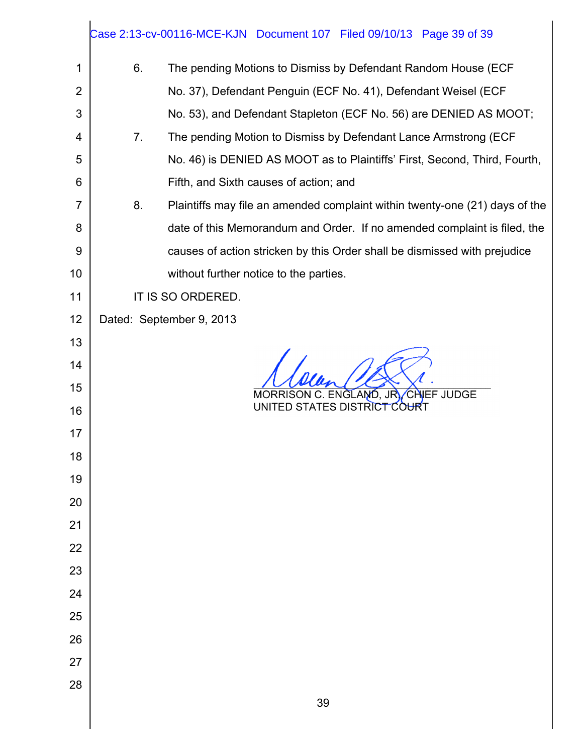6. The pending Motions to Dismiss by Defendant Random House (ECF No. 37), Defendant Penguin (ECF No. 41), Defendant Weisel (ECF No. 53), and Defendant Stapleton (ECF No. 56) are DENIED AS MOOT;

7. The pending Motion to Dismiss by Defendant Lance Armstrong (ECF No. 46) is DENIED AS MOOT as to Plaintiffs' First, Second, Third, Fourth, Fifth, and Sixth causes of action; and

8. Plaintiffs may file an amended complaint within twenty-one (21) days of the date of this Memorandum and Order. If no amended complaint is filed, the causes of action stricken by this Order shall be dismissed with prejudice without further notice to the parties.

IT IS SO ORDERED.

Dated: September 9, 2013

MORRISON C. ENGLAND, JR., CHIEF JUDGE
UNITED STATES DISTRICT COURT